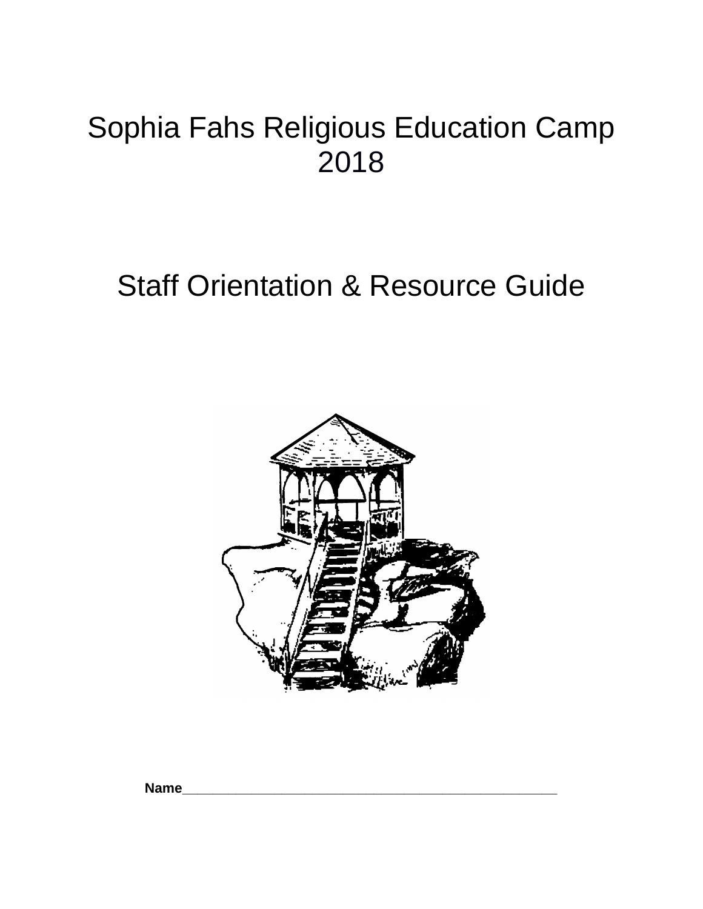# Sophia Fahs Religious Education Camp 2018

# Staff Orientation & Resource Guide

**Name**\_\_\_\_\_\_\_\_\_\_\_\_\_\_\_\_\_\_\_\_\_\_\_\_\_\_\_\_\_\_\_\_\_\_\_\_\_\_\_\_\_\_\_\_\_\_\_\_\_\_\_\_\_\_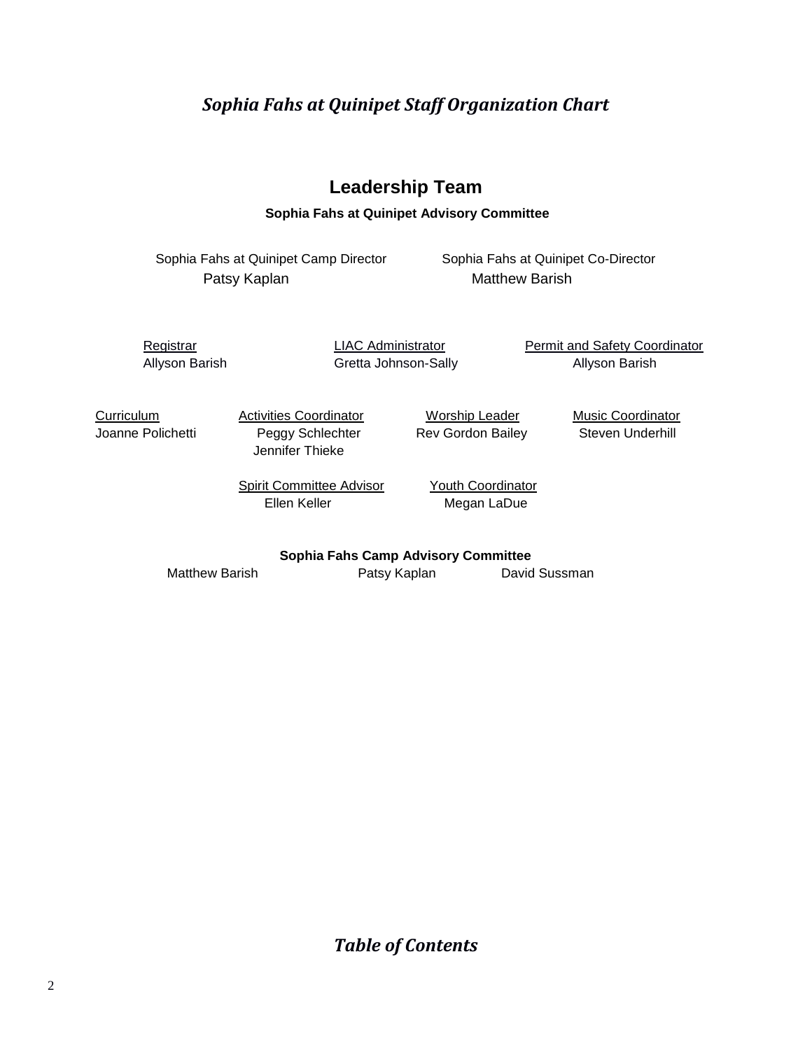# *Sophia Fahs at Quinipet Staff Organization Chart*

## Leadership Team

**Sophia Fahs at Quinipet Advisory Committee**

Sophia Fahs at Quinipet Camp Director
Patsy Kaplan

Sophia Fahs at Quinipet Co-Director
Matthew Barish

Registrar
Allyson Barish

LIAC Administrator
Gretta Johnson-Sally

Permit and Safety Coordinator
Allyson Barish

Curriculum
Joanne Polichetti

Activities Coordinator
Peggy Schlechter
Jennifer Thieke

Worship Leader
Rev Gordon Bailey

Music Coordinator
Steven Underhill

Spirit Committee Advisor
Ellen Keller

Youth Coordinator
Megan LaDue

**Sophia Fahs Camp Advisory Committee**

Matthew Barish
Patsy Kaplan
David Sussman

# *Table of Contents*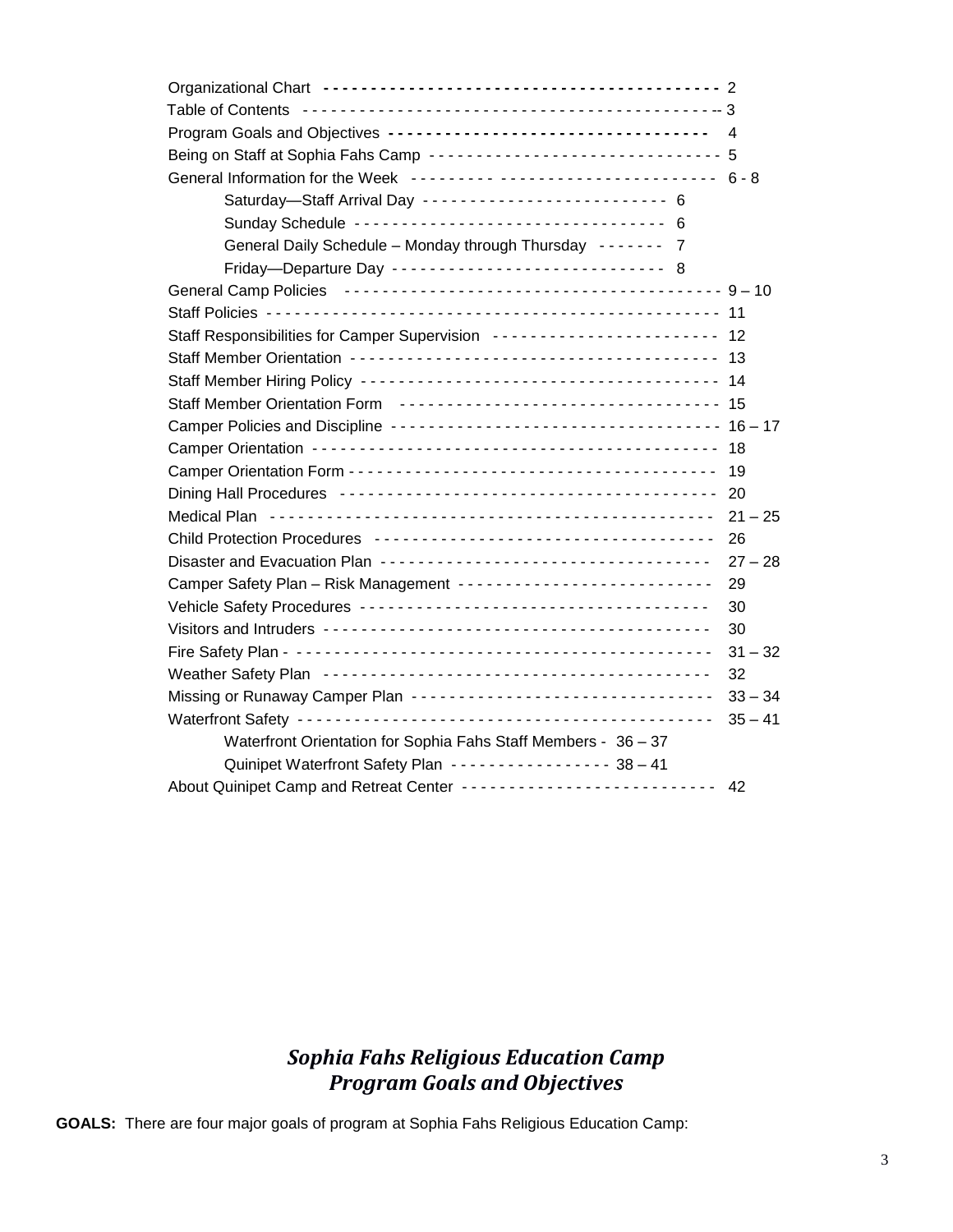| | |
|---|---|
| Organizational Chart | 2 |
| Table of Contents | 3 |
| Program Goals and Objectives | 4 |
| Being on Staff at Sophia Fahs Camp | 5 |
| General Information for the Week | 6 - 8 |
| &nbsp;&nbsp;&nbsp;&nbsp;Saturday—Staff Arrival Day | 6 |
| &nbsp;&nbsp;&nbsp;&nbsp;Sunday Schedule | 6 |
| &nbsp;&nbsp;&nbsp;&nbsp;General Daily Schedule – Monday through Thursday | 7 |
| &nbsp;&nbsp;&nbsp;&nbsp;Friday—Departure Day | 8 |
| General Camp Policies | 9 – 10 |
| Staff Policies | 11 |
| Staff Responsibilities for Camper Supervision | 12 |
| Staff Member Orientation | 13 |
| Staff Member Hiring Policy | 14 |
| Staff Member Orientation Form | 15 |
| Camper Policies and Discipline | 16 – 17 |
| Camper Orientation | 18 |
| Camper Orientation Form | 19 |
| Dining Hall Procedures | 20 |
| Medical Plan | 21 – 25 |
| Child Protection Procedures | 26 |
| Disaster and Evacuation Plan | 27 – 28 |
| Camper Safety Plan – Risk Management | 29 |
| Vehicle Safety Procedures | 30 |
| Visitors and Intruders | 30 |
| Fire Safety Plan | 31 – 32 |
| Weather Safety Plan | 32 |
| Missing or Runaway Camper Plan | 33 – 34 |
| Waterfront Safety | 35 – 41 |
| &nbsp;&nbsp;&nbsp;&nbsp;Waterfront Orientation for Sophia Fahs Staff Members | 36 – 37 |
| &nbsp;&nbsp;&nbsp;&nbsp;Quinipet Waterfront Safety Plan | 38 – 41 |
| About Quinipet Camp and Retreat Center | 42 |

## *Sophia Fahs Religious Education Camp*
## *Program Goals and Objectives*

**GOALS:** There are four major goals of program at Sophia Fahs Religious Education Camp: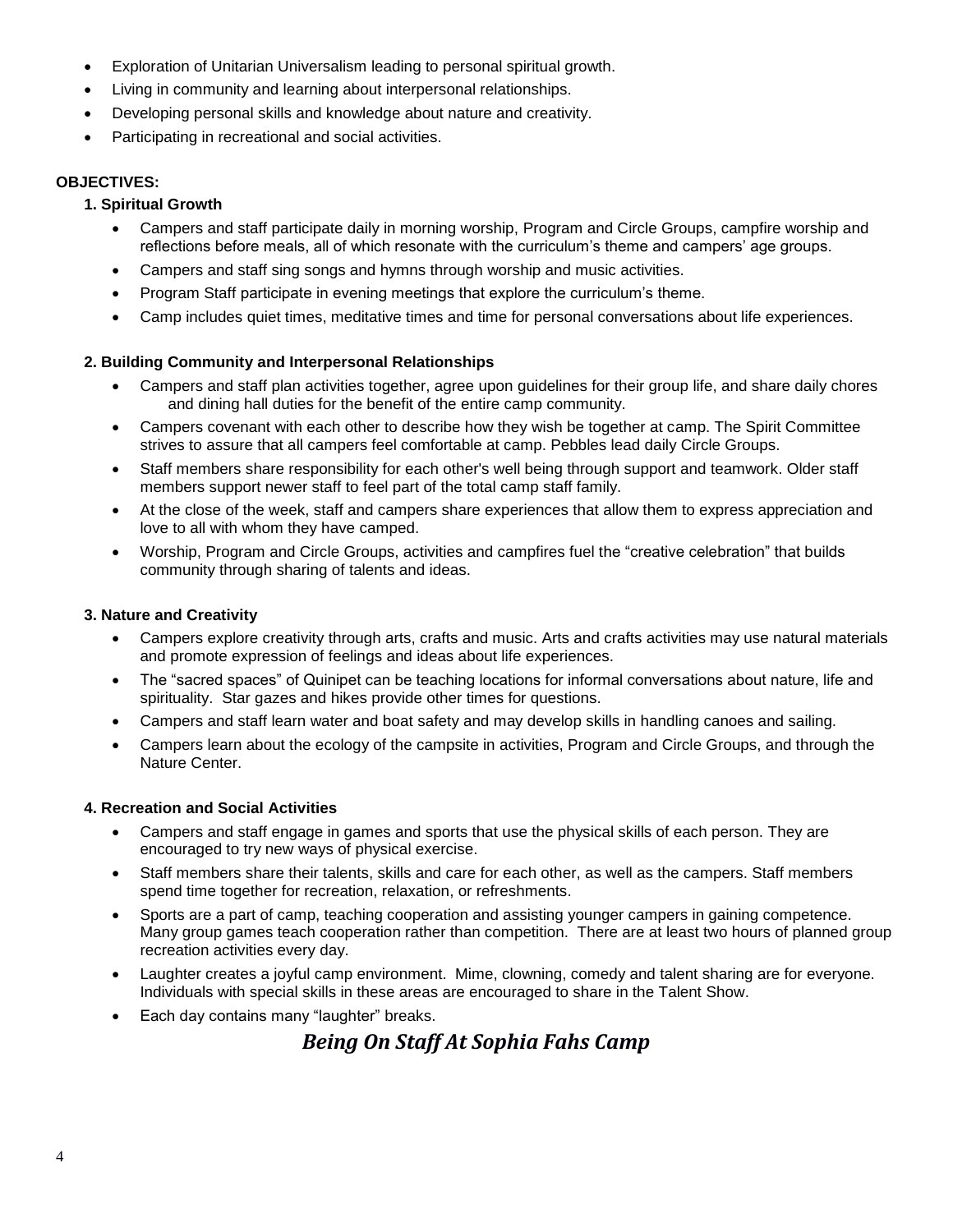- Exploration of Unitarian Universalism leading to personal spiritual growth.
- Living in community and learning about interpersonal relationships.
- Developing personal skills and knowledge about nature and creativity.
- Participating in recreational and social activities.

**OBJECTIVES:**

**1. Spiritual Growth**

- Campers and staff participate daily in morning worship, Program and Circle Groups, campfire worship and reflections before meals, all of which resonate with the curriculum's theme and campers' age groups.
- Campers and staff sing songs and hymns through worship and music activities.
- Program Staff participate in evening meetings that explore the curriculum's theme.
- Camp includes quiet times, meditative times and time for personal conversations about life experiences.

**2. Building Community and Interpersonal Relationships**

- Campers and staff plan activities together, agree upon guidelines for their group life, and share daily chores and dining hall duties for the benefit of the entire camp community.
- Campers covenant with each other to describe how they wish be together at camp. The Spirit Committee strives to assure that all campers feel comfortable at camp. Pebbles lead daily Circle Groups.
- Staff members share responsibility for each other's well being through support and teamwork. Older staff members support newer staff to feel part of the total camp staff family.
- At the close of the week, staff and campers share experiences that allow them to express appreciation and love to all with whom they have camped.
- Worship, Program and Circle Groups, activities and campfires fuel the "creative celebration" that builds community through sharing of talents and ideas.

**3. Nature and Creativity**

- Campers explore creativity through arts, crafts and music. Arts and crafts activities may use natural materials and promote expression of feelings and ideas about life experiences.
- The "sacred spaces" of Quinipet can be teaching locations for informal conversations about nature, life and spirituality. Star gazes and hikes provide other times for questions.
- Campers and staff learn water and boat safety and may develop skills in handling canoes and sailing.
- Campers learn about the ecology of the campsite in activities, Program and Circle Groups, and through the Nature Center.

**4. Recreation and Social Activities**

- Campers and staff engage in games and sports that use the physical skills of each person. They are encouraged to try new ways of physical exercise.
- Staff members share their talents, skills and care for each other, as well as the campers. Staff members spend time together for recreation, relaxation, or refreshments.
- Sports are a part of camp, teaching cooperation and assisting younger campers in gaining competence. Many group games teach cooperation rather than competition. There are at least two hours of planned group recreation activities every day.
- Laughter creates a joyful camp environment. Mime, clowning, comedy and talent sharing are for everyone. Individuals with special skills in these areas are encouraged to share in the Talent Show.
- Each day contains many "laughter" breaks.

## *Being On Staff At Sophia Fahs Camp*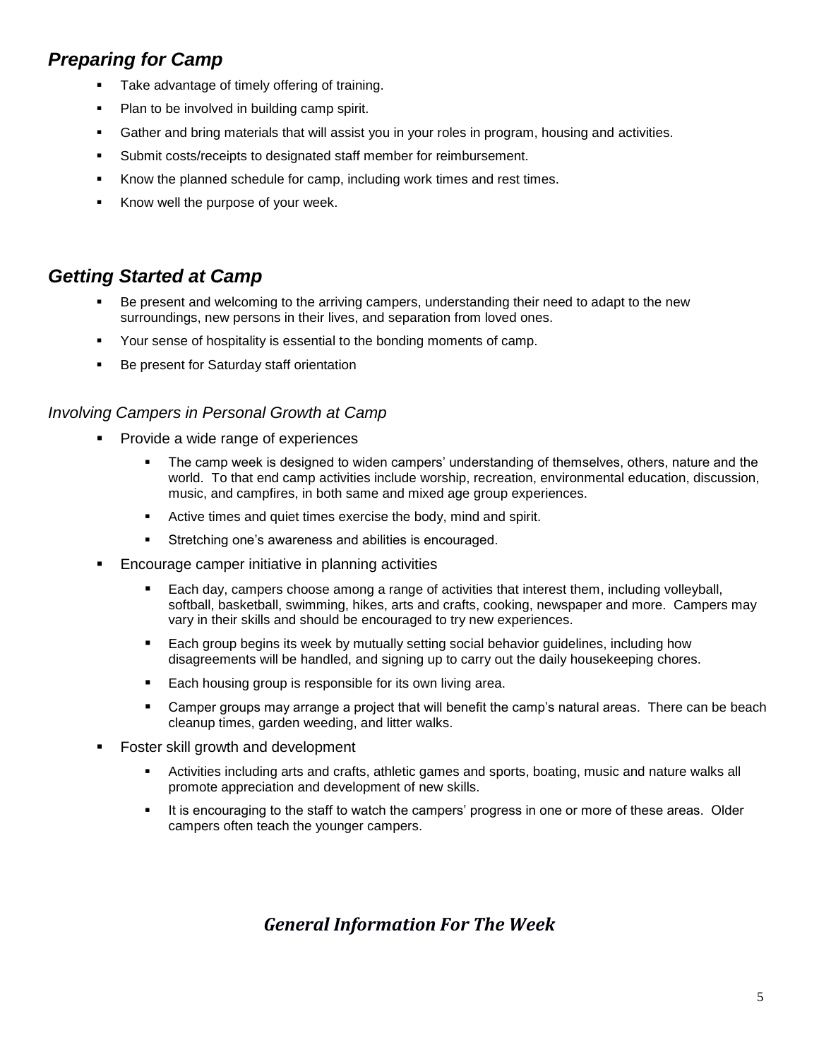## *Preparing for Camp*

- Take advantage of timely offering of training.
- Plan to be involved in building camp spirit.
- Gather and bring materials that will assist you in your roles in program, housing and activities.
- Submit costs/receipts to designated staff member for reimbursement.
- Know the planned schedule for camp, including work times and rest times.
- Know well the purpose of your week.

## *Getting Started at Camp*

- Be present and welcoming to the arriving campers, understanding their need to adapt to the new surroundings, new persons in their lives, and separation from loved ones.
- Your sense of hospitality is essential to the bonding moments of camp.
- Be present for Saturday staff orientation

### *Involving Campers in Personal Growth at Camp*

- Provide a wide range of experiences
  - The camp week is designed to widen campers' understanding of themselves, others, nature and the world. To that end camp activities include worship, recreation, environmental education, discussion, music, and campfires, in both same and mixed age group experiences.
  - Active times and quiet times exercise the body, mind and spirit.
  - Stretching one's awareness and abilities is encouraged.
- Encourage camper initiative in planning activities
  - Each day, campers choose among a range of activities that interest them, including volleyball, softball, basketball, swimming, hikes, arts and crafts, cooking, newspaper and more. Campers may vary in their skills and should be encouraged to try new experiences.
  - Each group begins its week by mutually setting social behavior guidelines, including how disagreements will be handled, and signing up to carry out the daily housekeeping chores.
  - Each housing group is responsible for its own living area.
  - Camper groups may arrange a project that will benefit the camp's natural areas. There can be beach cleanup times, garden weeding, and litter walks.
- Foster skill growth and development
  - Activities including arts and crafts, athletic games and sports, boating, music and nature walks all promote appreciation and development of new skills.
  - It is encouraging to the staff to watch the campers' progress in one or more of these areas. Older campers often teach the younger campers.

## *General Information For The Week*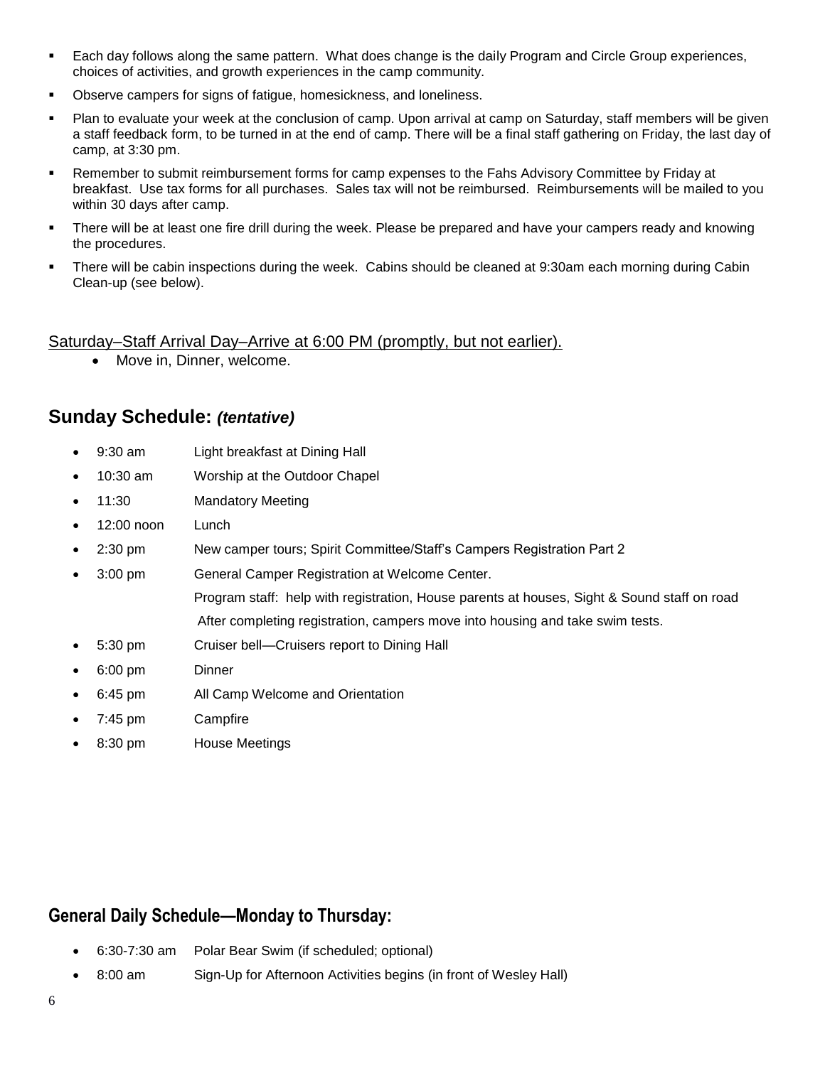- Each day follows along the same pattern. What does change is the daily Program and Circle Group experiences, choices of activities, and growth experiences in the camp community.
- Observe campers for signs of fatigue, homesickness, and loneliness.
- Plan to evaluate your week at the conclusion of camp. Upon arrival at camp on Saturday, staff members will be given a staff feedback form, to be turned in at the end of camp. There will be a final staff gathering on Friday, the last day of camp, at 3:30 pm.
- Remember to submit reimbursement forms for camp expenses to the Fahs Advisory Committee by Friday at breakfast. Use tax forms for all purchases. Sales tax will not be reimbursed. Reimbursements will be mailed to you within 30 days after camp.
- There will be at least one fire drill during the week. Please be prepared and have your campers ready and knowing the procedures.
- There will be cabin inspections during the week. Cabins should be cleaned at 9:30am each morning during Cabin Clean-up (see below).

<u>Saturday–Staff Arrival Day–Arrive at 6:00 PM (promptly, but not earlier).</u>

- Move in, Dinner, welcome.

## Sunday Schedule: *(tentative)*

- 9:30 am Light breakfast at Dining Hall
- 10:30 am Worship at the Outdoor Chapel
- 11:30 Mandatory Meeting
- 12:00 noon Lunch
- 2:30 pm New camper tours; Spirit Committee/Staff's Campers Registration Part 2
- 3:00 pm General Camper Registration at Welcome Center.
  Program staff: help with registration, House parents at houses, Sight & Sound staff on road
  After completing registration, campers move into housing and take swim tests.
- 5:30 pm Cruiser bell—Cruisers report to Dining Hall
- 6:00 pm Dinner
- 6:45 pm All Camp Welcome and Orientation
- 7:45 pm Campfire
- 8:30 pm House Meetings

## General Daily Schedule—Monday to Thursday:

- 6:30-7:30 am Polar Bear Swim (if scheduled; optional)
- 8:00 am Sign-Up for Afternoon Activities begins (in front of Wesley Hall)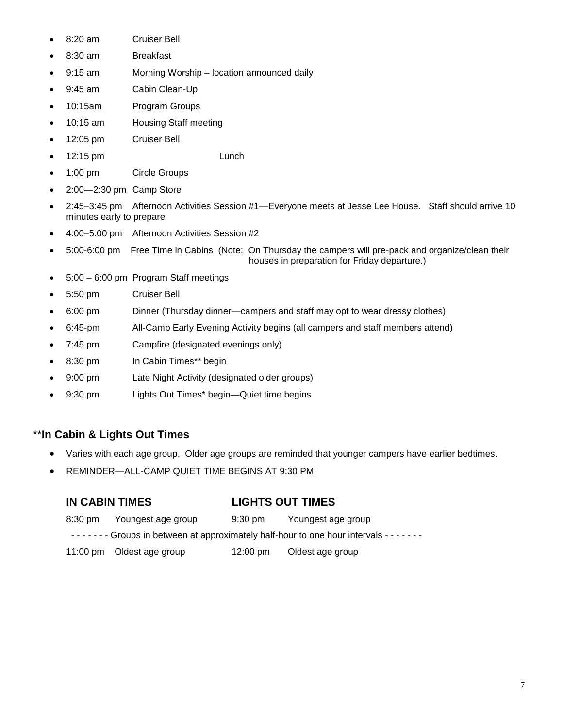- 8:20 am Cruiser Bell
- 8:30 am Breakfast
- 9:15 am Morning Worship – location announced daily
- 9:45 am Cabin Clean-Up
- 10:15am Program Groups
- 10:15 am Housing Staff meeting
- 12:05 pm Cruiser Bell
- 12:15 pm Lunch
- 1:00 pm Circle Groups
- 2:00—2:30 pm Camp Store
- 2:45–3:45 pm Afternoon Activities Session #1—Everyone meets at Jesse Lee House. Staff should arrive 10 minutes early to prepare
- 4:00–5:00 pm Afternoon Activities Session #2
- 5:00-6:00 pm Free Time in Cabins (Note: On Thursday the campers will pre-pack and organize/clean their houses in preparation for Friday departure.)
- 5:00 – 6:00 pm Program Staff meetings
- 5:50 pm Cruiser Bell
- 6:00 pm Dinner (Thursday dinner—campers and staff may opt to wear dressy clothes)
- 6:45-pm All-Camp Early Evening Activity begins (all campers and staff members attend)
- 7:45 pm Campfire (designated evenings only)
- 8:30 pm In Cabin Times** begin
- 9:00 pm Late Night Activity (designated older groups)
- 9:30 pm Lights Out Times* begin—Quiet time begins

## **In Cabin & Lights Out Times

- Varies with each age group. Older age groups are reminded that younger campers have earlier bedtimes.
- REMINDER—ALL-CAMP QUIET TIME BEGINS AT 9:30 PM!

| IN CABIN TIMES | | LIGHTS OUT TIMES | |
|---|---|---|---|
| 8:30 pm | Youngest age group | 9:30 pm | Youngest age group |
| - - - - - - - Groups in between at approximately half-hour to one hour intervals - - - - - - - | | | |
| 11:00 pm | Oldest age group | 12:00 pm | Oldest age group |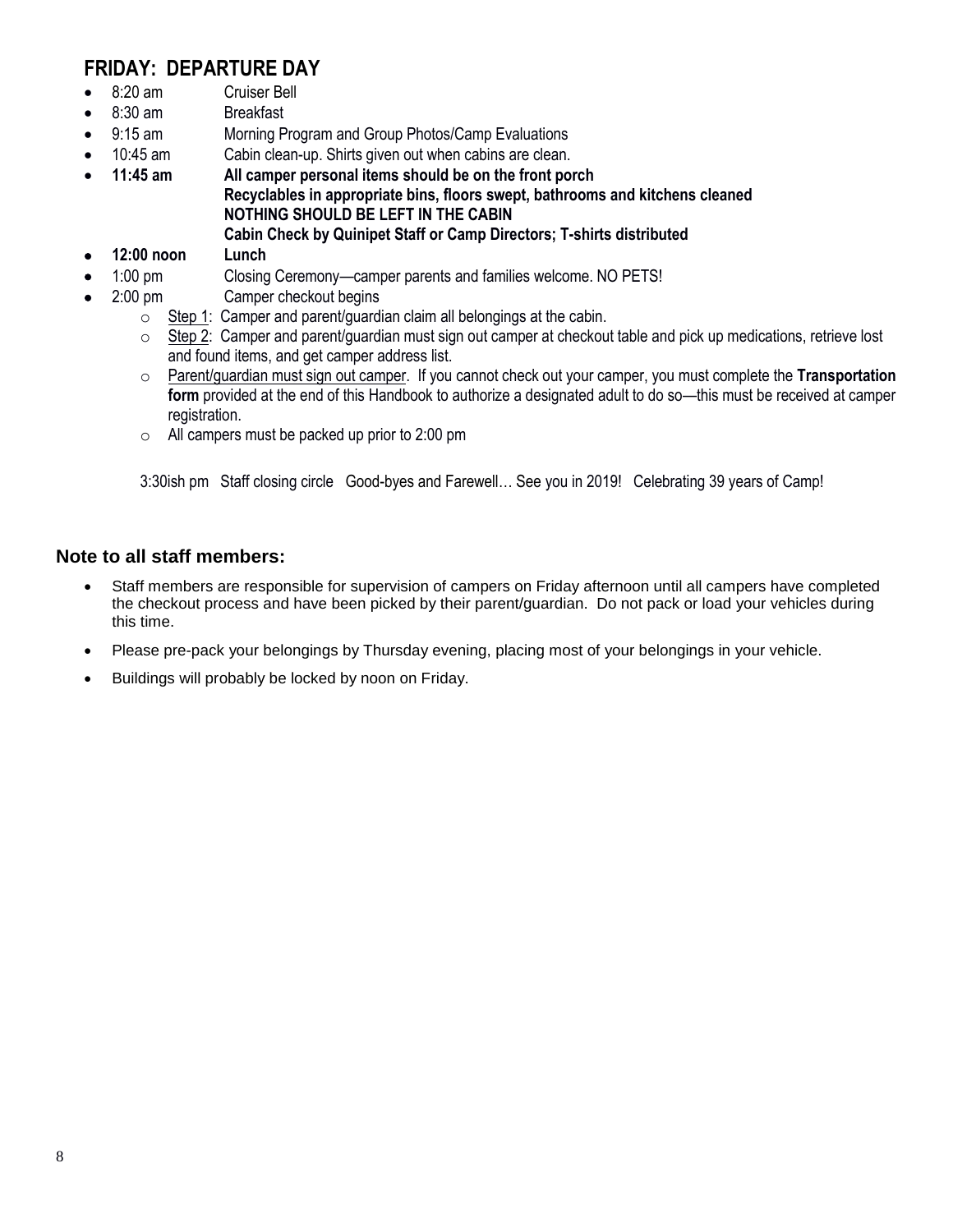## FRIDAY: DEPARTURE DAY

- 8:20 am Cruiser Bell
- 8:30 am Breakfast
- 9:15 am Morning Program and Group Photos/Camp Evaluations
- 10:45 am Cabin clean-up. Shirts given out when cabins are clean.
- **11:45 am All camper personal items should be on the front porch**
  **Recyclables in appropriate bins, floors swept, bathrooms and kitchens cleaned**
  **NOTHING SHOULD BE LEFT IN THE CABIN**
  **Cabin Check by Quinipet Staff or Camp Directors; T-shirts distributed**
- **12:00 noon Lunch**
- 1:00 pm Closing Ceremony—camper parents and families welcome. NO PETS!
- 2:00 pm Camper checkout begins
  - Step 1: Camper and parent/guardian claim all belongings at the cabin.
  - Step 2: Camper and parent/guardian must sign out camper at checkout table and pick up medications, retrieve lost and found items, and get camper address list.
  - Parent/guardian must sign out camper. If you cannot check out your camper, you must complete the **Transportation form** provided at the end of this Handbook to authorize a designated adult to do so—this must be received at camper registration.
  - All campers must be packed up prior to 2:00 pm

3:30ish pm Staff closing circle Good-byes and Farewell… See you in 2019! Celebrating 39 years of Camp!

### Note to all staff members:

- Staff members are responsible for supervision of campers on Friday afternoon until all campers have completed the checkout process and have been picked by their parent/guardian. Do not pack or load your vehicles during this time.
- Please pre-pack your belongings by Thursday evening, placing most of your belongings in your vehicle.
- Buildings will probably be locked by noon on Friday.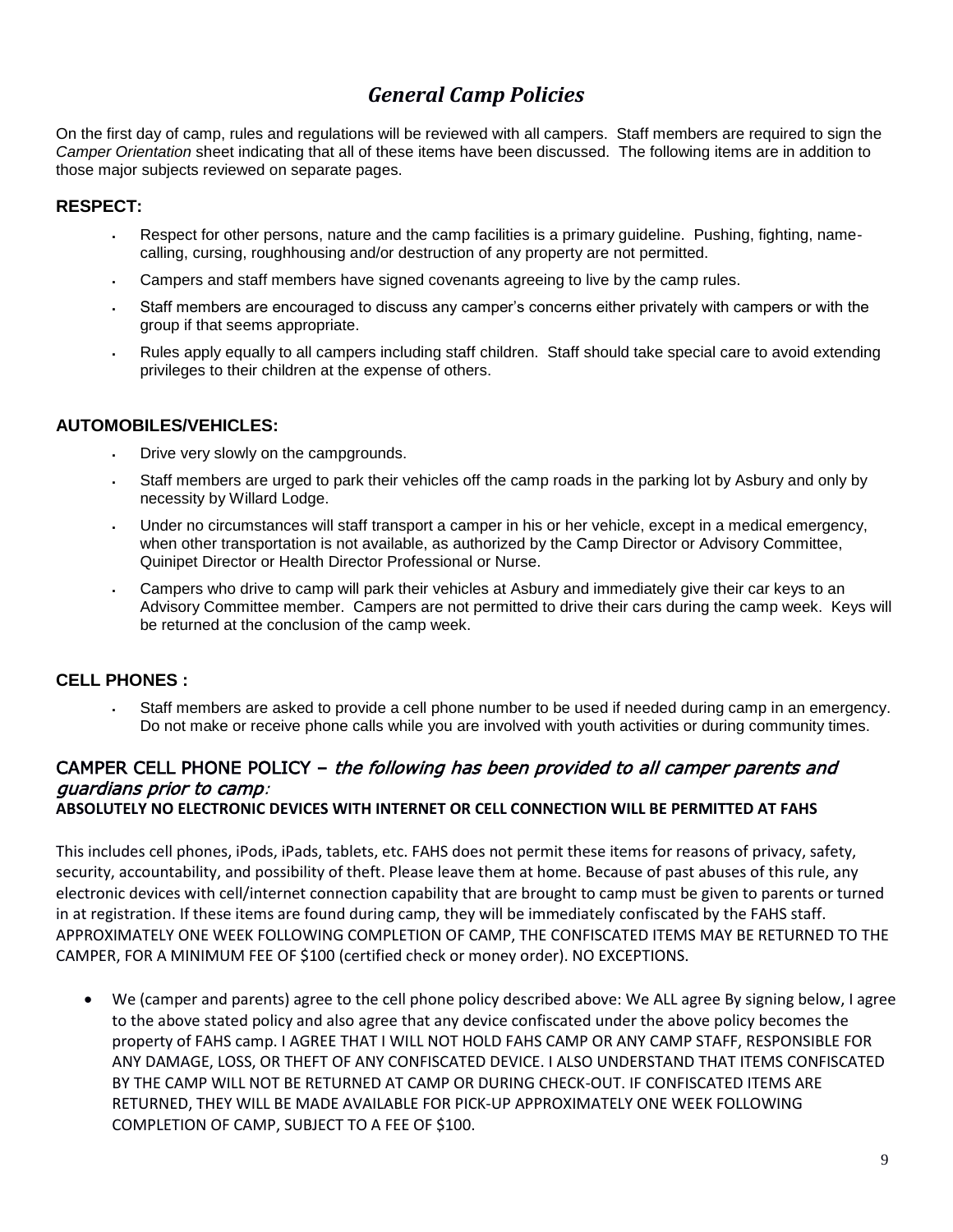# *General Camp Policies*

On the first day of camp, rules and regulations will be reviewed with all campers. Staff members are required to sign the *Camper Orientation* sheet indicating that all of these items have been discussed. The following items are in addition to those major subjects reviewed on separate pages.

### RESPECT:

- Respect for other persons, nature and the camp facilities is a primary guideline. Pushing, fighting, name-calling, cursing, roughhousing and/or destruction of any property are not permitted.
- Campers and staff members have signed covenants agreeing to live by the camp rules.
- Staff members are encouraged to discuss any camper's concerns either privately with campers or with the group if that seems appropriate.
- Rules apply equally to all campers including staff children. Staff should take special care to avoid extending privileges to their children at the expense of others.

### AUTOMOBILES/VEHICLES:

- Drive very slowly on the campgrounds.
- Staff members are urged to park their vehicles off the camp roads in the parking lot by Asbury and only by necessity by Willard Lodge.
- Under no circumstances will staff transport a camper in his or her vehicle, except in a medical emergency, when other transportation is not available, as authorized by the Camp Director or Advisory Committee, Quinipet Director or Health Director Professional or Nurse.
- Campers who drive to camp will park their vehicles at Asbury and immediately give their car keys to an Advisory Committee member. Campers are not permitted to drive their cars during the camp week. Keys will be returned at the conclusion of the camp week.

### CELL PHONES :

- Staff members are asked to provide a cell phone number to be used if needed during camp in an emergency. Do not make or receive phone calls while you are involved with youth activities or during community times.

### CAMPER CELL PHONE POLICY – *the following has been provided to all camper parents and guardians prior to camp*:

**ABSOLUTELY NO ELECTRONIC DEVICES WITH INTERNET OR CELL CONNECTION WILL BE PERMITTED AT FAHS**

This includes cell phones, iPods, iPads, tablets, etc. FAHS does not permit these items for reasons of privacy, safety, security, accountability, and possibility of theft. Please leave them at home. Because of past abuses of this rule, any electronic devices with cell/internet connection capability that are brought to camp must be given to parents or turned in at registration. If these items are found during camp, they will be immediately confiscated by the FAHS staff. APPROXIMATELY ONE WEEK FOLLOWING COMPLETION OF CAMP, THE CONFISCATED ITEMS MAY BE RETURNED TO THE CAMPER, FOR A MINIMUM FEE OF $100 (certified check or money order). NO EXCEPTIONS.

- We (camper and parents) agree to the cell phone policy described above: We ALL agree By signing below, I agree to the above stated policy and also agree that any device confiscated under the above policy becomes the property of FAHS camp. I AGREE THAT I WILL NOT HOLD FAHS CAMP OR ANY CAMP STAFF, RESPONSIBLE FOR ANY DAMAGE, LOSS, OR THEFT OF ANY CONFISCATED DEVICE. I ALSO UNDERSTAND THAT ITEMS CONFISCATED BY THE CAMP WILL NOT BE RETURNED AT CAMP OR DURING CHECK-OUT. IF CONFISCATED ITEMS ARE RETURNED, THEY WILL BE MADE AVAILABLE FOR PICK-UP APPROXIMATELY ONE WEEK FOLLOWING COMPLETION OF CAMP, SUBJECT TO A FEE OF $100.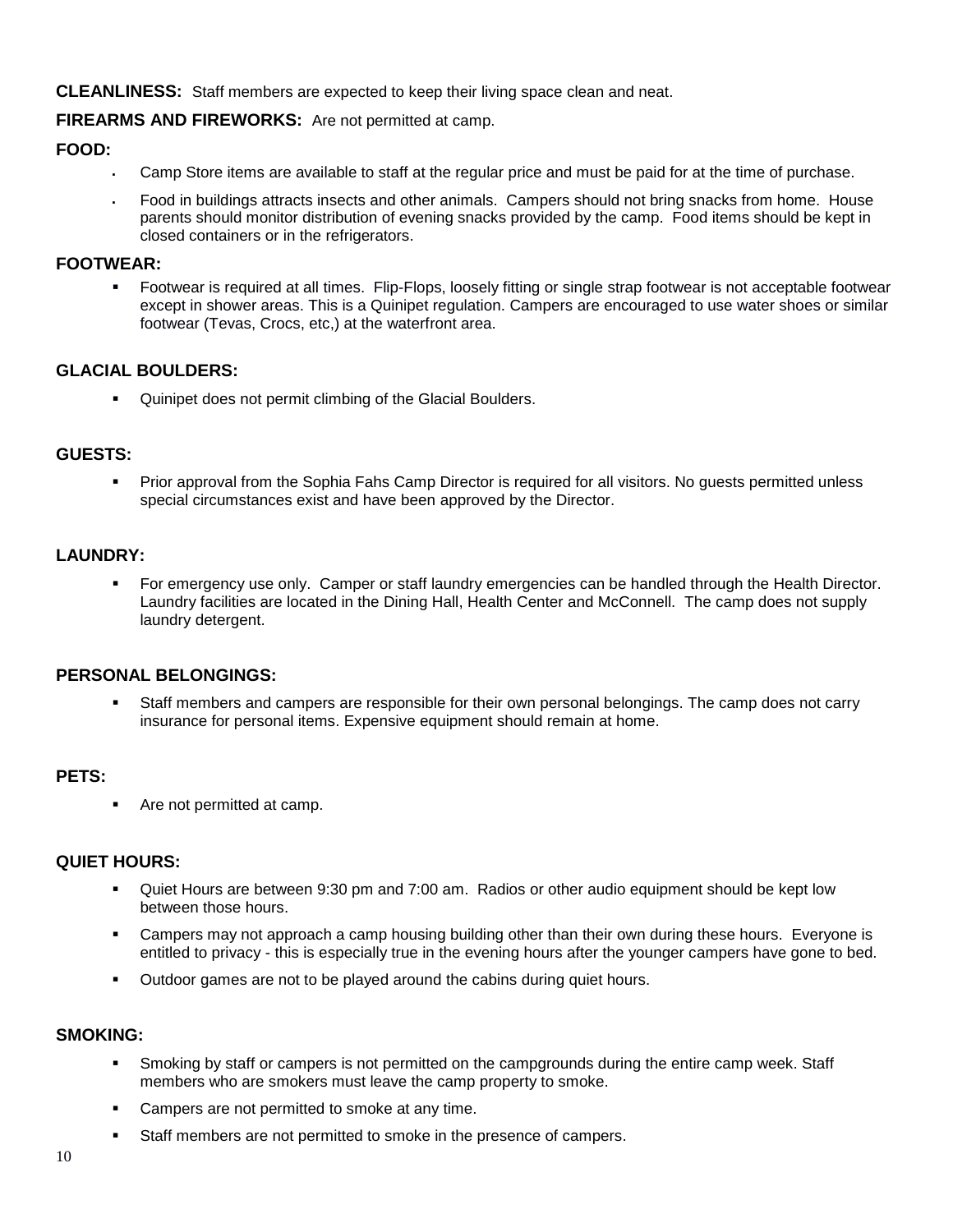**CLEANLINESS:** Staff members are expected to keep their living space clean and neat.

**FIREARMS AND FIREWORKS:** Are not permitted at camp.

**FOOD:**

- Camp Store items are available to staff at the regular price and must be paid for at the time of purchase.
- Food in buildings attracts insects and other animals. Campers should not bring snacks from home. House parents should monitor distribution of evening snacks provided by the camp. Food items should be kept in closed containers or in the refrigerators.

**FOOTWEAR:**

- Footwear is required at all times. Flip-Flops, loosely fitting or single strap footwear is not acceptable footwear except in shower areas. This is a Quinipet regulation. Campers are encouraged to use water shoes or similar footwear (Tevas, Crocs, etc,) at the waterfront area.

**GLACIAL BOULDERS:**

- Quinipet does not permit climbing of the Glacial Boulders.

**GUESTS:**

- Prior approval from the Sophia Fahs Camp Director is required for all visitors. No guests permitted unless special circumstances exist and have been approved by the Director.

**LAUNDRY:**

- For emergency use only. Camper or staff laundry emergencies can be handled through the Health Director. Laundry facilities are located in the Dining Hall, Health Center and McConnell. The camp does not supply laundry detergent.

**PERSONAL BELONGINGS:**

- Staff members and campers are responsible for their own personal belongings. The camp does not carry insurance for personal items. Expensive equipment should remain at home.

**PETS:**

- Are not permitted at camp.

**QUIET HOURS:**

- Quiet Hours are between 9:30 pm and 7:00 am. Radios or other audio equipment should be kept low between those hours.
- Campers may not approach a camp housing building other than their own during these hours. Everyone is entitled to privacy - this is especially true in the evening hours after the younger campers have gone to bed.
- Outdoor games are not to be played around the cabins during quiet hours.

**SMOKING:**

- Smoking by staff or campers is not permitted on the campgrounds during the entire camp week. Staff members who are smokers must leave the camp property to smoke.
- Campers are not permitted to smoke at any time.
- Staff members are not permitted to smoke in the presence of campers.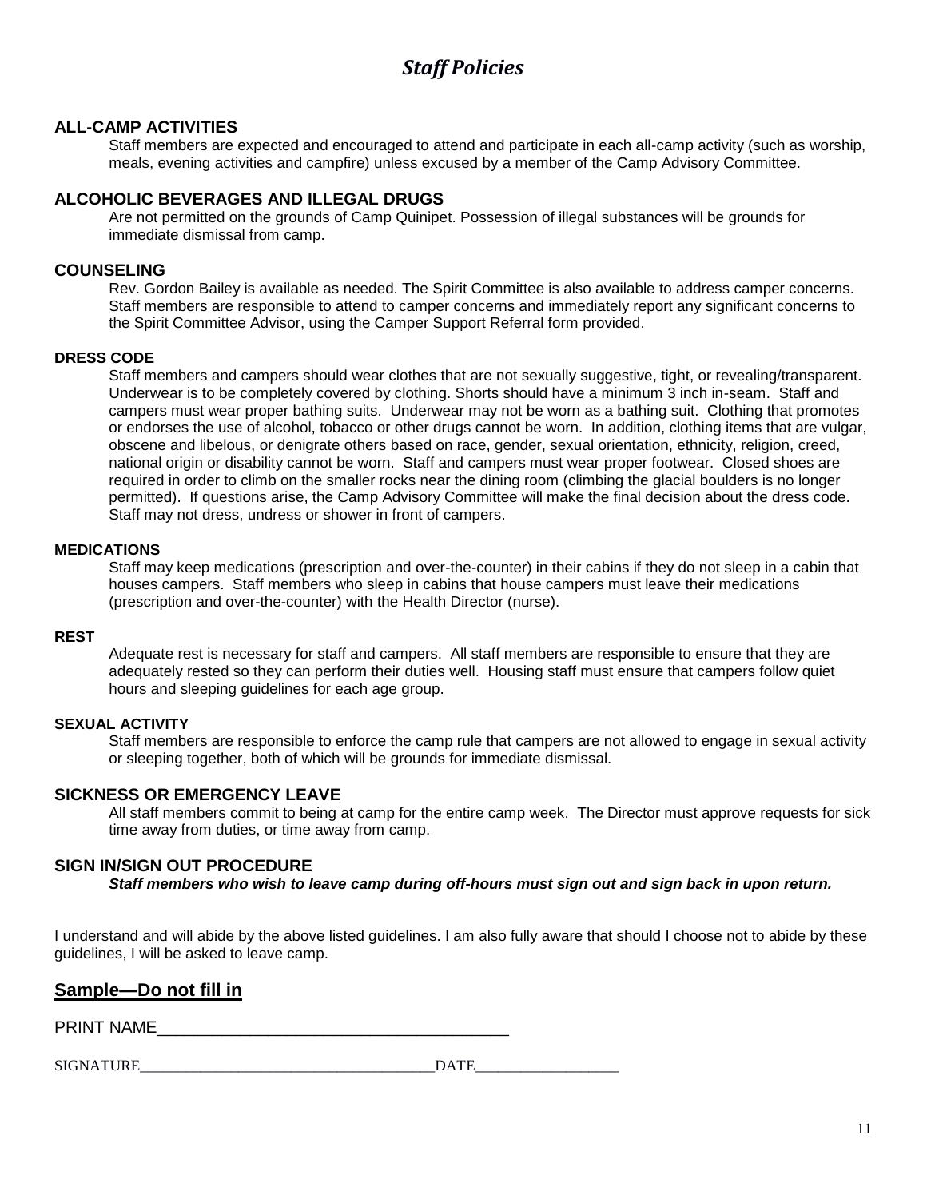# *Staff Policies*

## ALL-CAMP ACTIVITIES

Staff members are expected and encouraged to attend and participate in each all-camp activity (such as worship, meals, evening activities and campfire) unless excused by a member of the Camp Advisory Committee.

## ALCOHOLIC BEVERAGES AND ILLEGAL DRUGS

Are not permitted on the grounds of Camp Quinipet. Possession of illegal substances will be grounds for immediate dismissal from camp.

## COUNSELING

Rev. Gordon Bailey is available as needed. The Spirit Committee is also available to address camper concerns. Staff members are responsible to attend to camper concerns and immediately report any significant concerns to the Spirit Committee Advisor, using the Camper Support Referral form provided.

### DRESS CODE

Staff members and campers should wear clothes that are not sexually suggestive, tight, or revealing/transparent. Underwear is to be completely covered by clothing. Shorts should have a minimum 3 inch in-seam. Staff and campers must wear proper bathing suits. Underwear may not be worn as a bathing suit. Clothing that promotes or endorses the use of alcohol, tobacco or other drugs cannot be worn. In addition, clothing items that are vulgar, obscene and libelous, or denigrate others based on race, gender, sexual orientation, ethnicity, religion, creed, national origin or disability cannot be worn. Staff and campers must wear proper footwear. Closed shoes are required in order to climb on the smaller rocks near the dining room (climbing the glacial boulders is no longer permitted). If questions arise, the Camp Advisory Committee will make the final decision about the dress code. Staff may not dress, undress or shower in front of campers.

### MEDICATIONS

Staff may keep medications (prescription and over-the-counter) in their cabins if they do not sleep in a cabin that houses campers. Staff members who sleep in cabins that house campers must leave their medications (prescription and over-the-counter) with the Health Director (nurse).

### REST

Adequate rest is necessary for staff and campers. All staff members are responsible to ensure that they are adequately rested so they can perform their duties well. Housing staff must ensure that campers follow quiet hours and sleeping guidelines for each age group.

### SEXUAL ACTIVITY

Staff members are responsible to enforce the camp rule that campers are not allowed to engage in sexual activity or sleeping together, both of which will be grounds for immediate dismissal.

## SICKNESS OR EMERGENCY LEAVE

All staff members commit to being at camp for the entire camp week. The Director must approve requests for sick time away from duties, or time away from camp.

## SIGN IN/SIGN OUT PROCEDURE

***Staff members who wish to leave camp during off-hours must sign out and sign back in upon return.***

I understand and will abide by the above listed guidelines. I am also fully aware that should I choose not to abide by these guidelines, I will be asked to leave camp.

## Sample—Do not fill in

PRINT NAME_______________________________________

SIGNATURE_____________________________________DATE__________________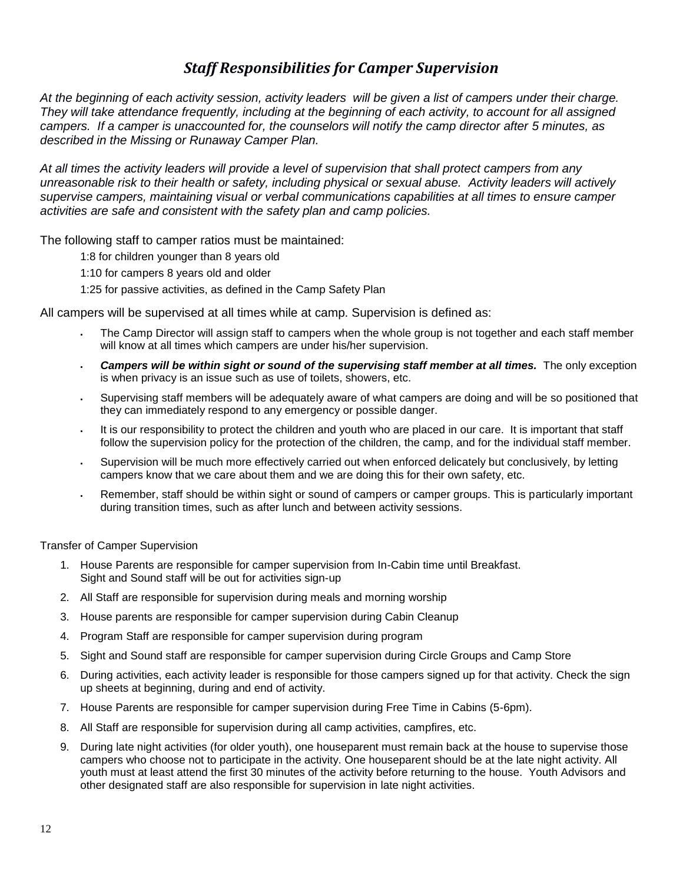## *Staff Responsibilities for Camper Supervision*

*At the beginning of each activity session, activity leaders will be given a list of campers under their charge. They will take attendance frequently, including at the beginning of each activity, to account for all assigned campers. If a camper is unaccounted for, the counselors will notify the camp director after 5 minutes, as described in the Missing or Runaway Camper Plan.*

*At all times the activity leaders will provide a level of supervision that shall protect campers from any unreasonable risk to their health or safety, including physical or sexual abuse. Activity leaders will actively supervise campers, maintaining visual or verbal communications capabilities at all times to ensure camper activities are safe and consistent with the safety plan and camp policies.*

The following staff to camper ratios must be maintained:

1:8 for children younger than 8 years old

1:10 for campers 8 years old and older

1:25 for passive activities, as defined in the Camp Safety Plan

All campers will be supervised at all times while at camp. Supervision is defined as:

- The Camp Director will assign staff to campers when the whole group is not together and each staff member will know at all times which campers are under his/her supervision.
- ***Campers will be within sight or sound of the supervising staff member at all times.*** The only exception is when privacy is an issue such as use of toilets, showers, etc.
- Supervising staff members will be adequately aware of what campers are doing and will be so positioned that they can immediately respond to any emergency or possible danger.
- It is our responsibility to protect the children and youth who are placed in our care. It is important that staff follow the supervision policy for the protection of the children, the camp, and for the individual staff member.
- Supervision will be much more effectively carried out when enforced delicately but conclusively, by letting campers know that we care about them and we are doing this for their own safety, etc.
- Remember, staff should be within sight or sound of campers or camper groups. This is particularly important during transition times, such as after lunch and between activity sessions.

Transfer of Camper Supervision

1. House Parents are responsible for camper supervision from In-Cabin time until Breakfast. Sight and Sound staff will be out for activities sign-up
2. All Staff are responsible for supervision during meals and morning worship
3. House parents are responsible for camper supervision during Cabin Cleanup
4. Program Staff are responsible for camper supervision during program
5. Sight and Sound staff are responsible for camper supervision during Circle Groups and Camp Store
6. During activities, each activity leader is responsible for those campers signed up for that activity. Check the sign up sheets at beginning, during and end of activity.
7. House Parents are responsible for camper supervision during Free Time in Cabins (5-6pm).
8. All Staff are responsible for supervision during all camp activities, campfires, etc.
9. During late night activities (for older youth), one houseparent must remain back at the house to supervise those campers who choose not to participate in the activity. One houseparent should be at the late night activity. All youth must at least attend the first 30 minutes of the activity before returning to the house. Youth Advisors and other designated staff are also responsible for supervision in late night activities.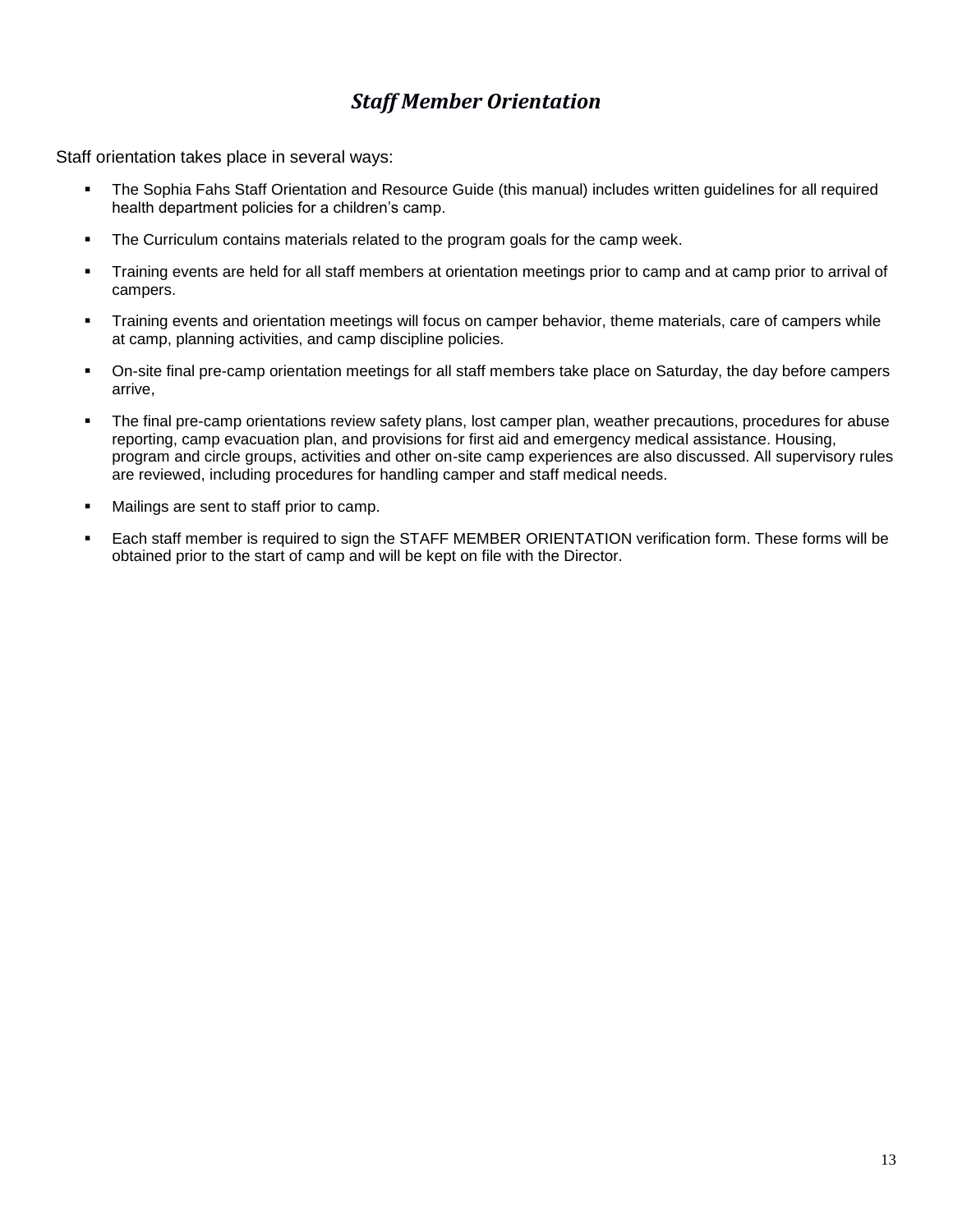## *Staff Member Orientation*

Staff orientation takes place in several ways:

- The Sophia Fahs Staff Orientation and Resource Guide (this manual) includes written guidelines for all required health department policies for a children's camp.
- The Curriculum contains materials related to the program goals for the camp week.
- Training events are held for all staff members at orientation meetings prior to camp and at camp prior to arrival of campers.
- Training events and orientation meetings will focus on camper behavior, theme materials, care of campers while at camp, planning activities, and camp discipline policies.
- On-site final pre-camp orientation meetings for all staff members take place on Saturday, the day before campers arrive,
- The final pre-camp orientations review safety plans, lost camper plan, weather precautions, procedures for abuse reporting, camp evacuation plan, and provisions for first aid and emergency medical assistance. Housing, program and circle groups, activities and other on-site camp experiences are also discussed. All supervisory rules are reviewed, including procedures for handling camper and staff medical needs.
- Mailings are sent to staff prior to camp.
- Each staff member is required to sign the STAFF MEMBER ORIENTATION verification form. These forms will be obtained prior to the start of camp and will be kept on file with the Director.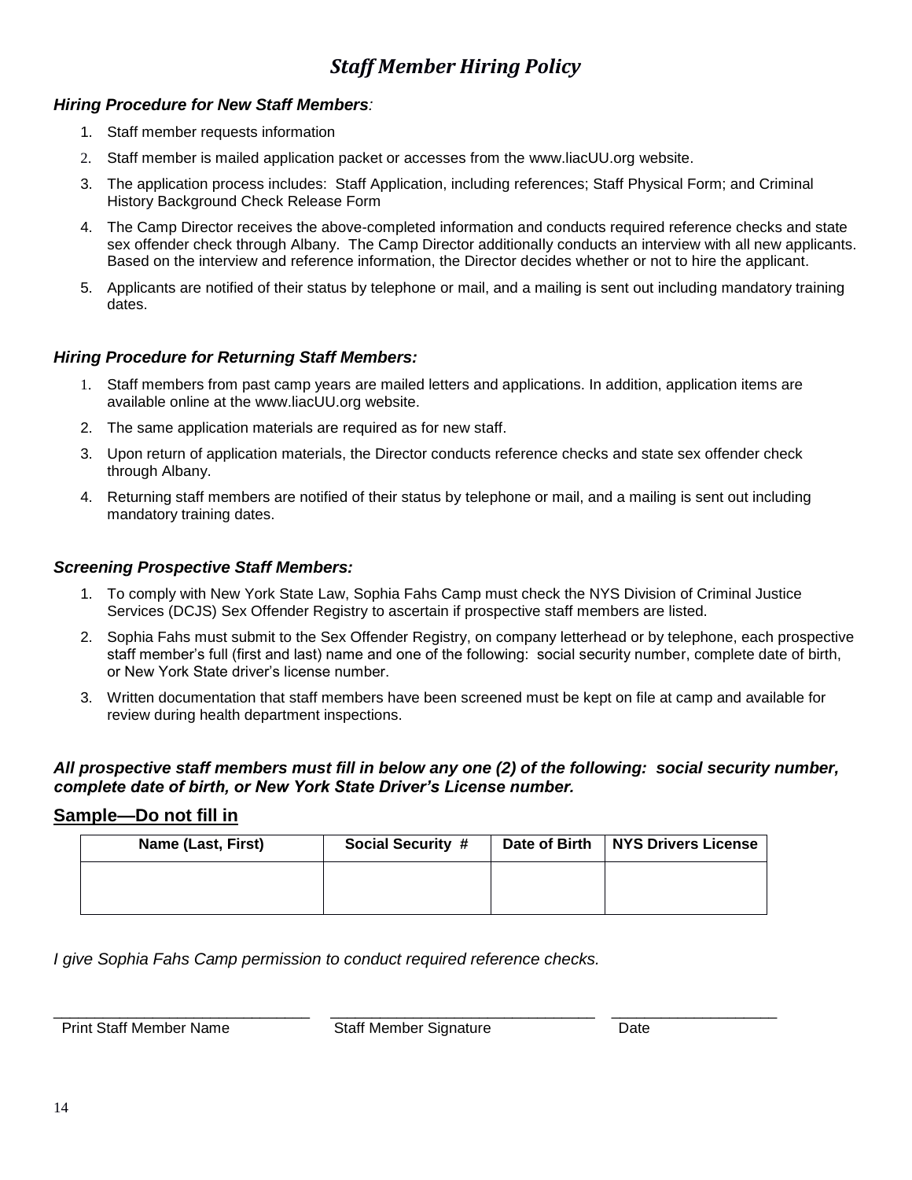# *Staff Member Hiring Policy*

### *Hiring Procedure for New Staff Members:*

1. Staff member requests information
2. Staff member is mailed application packet or accesses from the www.liacUU.org website.
3. The application process includes: Staff Application, including references; Staff Physical Form; and Criminal History Background Check Release Form
4. The Camp Director receives the above-completed information and conducts required reference checks and state sex offender check through Albany. The Camp Director additionally conducts an interview with all new applicants. Based on the interview and reference information, the Director decides whether or not to hire the applicant.
5. Applicants are notified of their status by telephone or mail, and a mailing is sent out including mandatory training dates.

### *Hiring Procedure for Returning Staff Members:*

1. Staff members from past camp years are mailed letters and applications. In addition, application items are available online at the www.liacUU.org website.
2. The same application materials are required as for new staff.
3. Upon return of application materials, the Director conducts reference checks and state sex offender check through Albany.
4. Returning staff members are notified of their status by telephone or mail, and a mailing is sent out including mandatory training dates.

### *Screening Prospective Staff Members:*

1. To comply with New York State Law, Sophia Fahs Camp must check the NYS Division of Criminal Justice Services (DCJS) Sex Offender Registry to ascertain if prospective staff members are listed.
2. Sophia Fahs must submit to the Sex Offender Registry, on company letterhead or by telephone, each prospective staff member's full (first and last) name and one of the following: social security number, complete date of birth, or New York State driver's license number.
3. Written documentation that staff members have been screened must be kept on file at camp and available for review during health department inspections.

***All prospective staff members must fill in below any one (2) of the following: social security number, complete date of birth, or New York State Driver's License number.***

## Sample—Do not fill in

| Name (Last, First) | Social Security # | Date of Birth | NYS Drivers License |
|---|---|---|---|
| | | | |

*I give Sophia Fahs Camp permission to conduct required reference checks.*

\_\_\_\_\_\_\_\_\_\_\_\_\_\_\_\_\_\_\_\_\_\_\_\_\_\_\_\_\_\_ \_\_\_\_\_\_\_\_\_\_\_\_\_\_\_\_\_\_\_\_\_\_\_\_\_\_\_\_\_\_ \_\_\_\_\_\_\_\_\_\_\_\_\_\_\_\_\_\_\_\_

Print Staff Member Name  Staff Member Signature  Date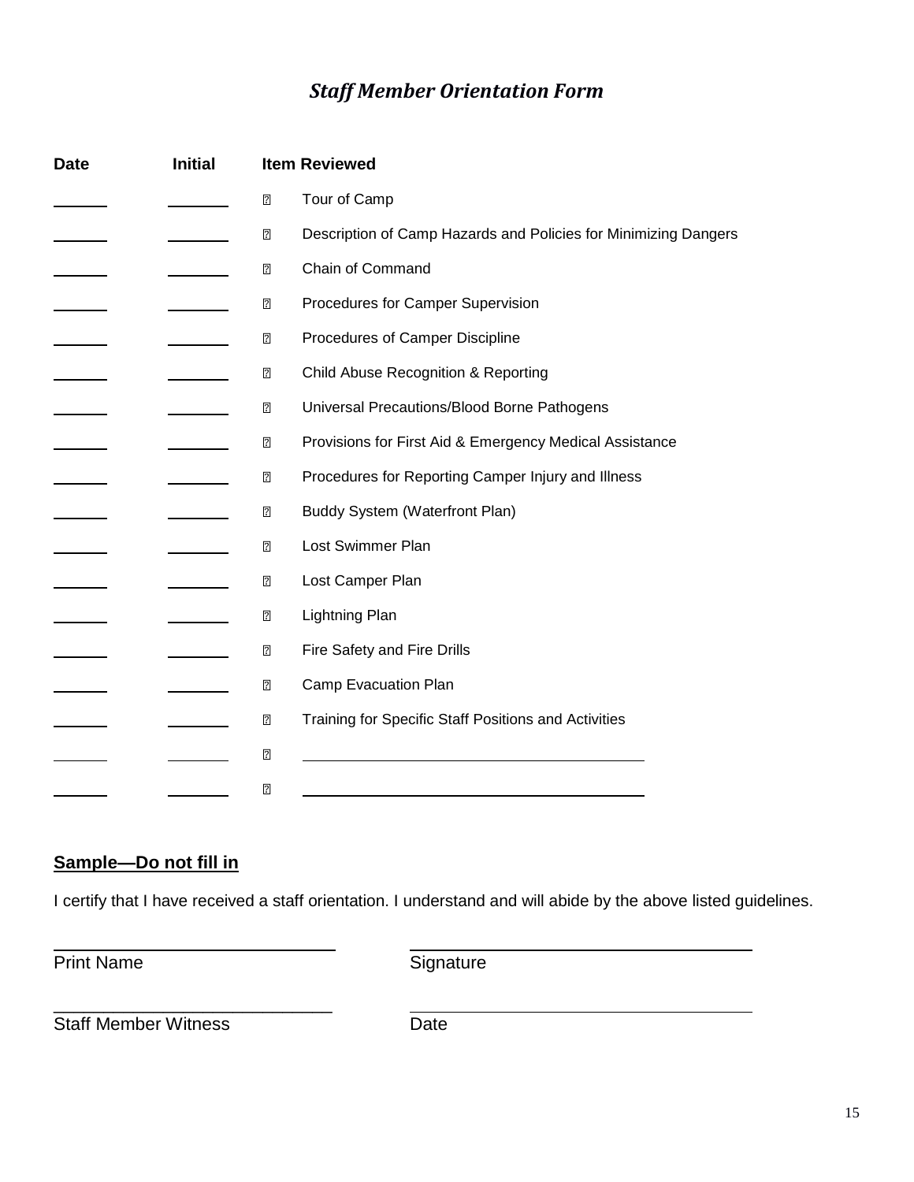## *Staff Member Orientation Form*

| Date | Initial | Item Reviewed |
|---|---|---|
| ______ | ______ | ☐ Tour of Camp |
| ______ | ______ | ☐ Description of Camp Hazards and Policies for Minimizing Dangers |
| ______ | ______ | ☐ Chain of Command |
| ______ | ______ | ☐ Procedures for Camper Supervision |
| ______ | ______ | ☐ Procedures of Camper Discipline |
| ______ | ______ | ☐ Child Abuse Recognition & Reporting |
| ______ | ______ | ☐ Universal Precautions/Blood Borne Pathogens |
| ______ | ______ | ☐ Provisions for First Aid & Emergency Medical Assistance |
| ______ | ______ | ☐ Procedures for Reporting Camper Injury and Illness |
| ______ | ______ | ☐ Buddy System (Waterfront Plan) |
| ______ | ______ | ☐ Lost Swimmer Plan |
| ______ | ______ | ☐ Lost Camper Plan |
| ______ | ______ | ☐ Lightning Plan |
| ______ | ______ | ☐ Fire Safety and Fire Drills |
| ______ | ______ | ☐ Camp Evacuation Plan |
| ______ | ______ | ☐ Training for Specific Staff Positions and Activities |
| ______ | ______ | ☐ ______________________________ |
| ______ | ______ | ☐ ______________________________ |

**<u>Sample—Do not fill in</u>**

I certify that I have received a staff orientation. I understand and will abide by the above listed guidelines.

| | |
|---|---|
| ______________________________ | ______________________________ |
| Print Name | Signature |
| ______________________________ | ______________________________ |
| Staff Member Witness | Date |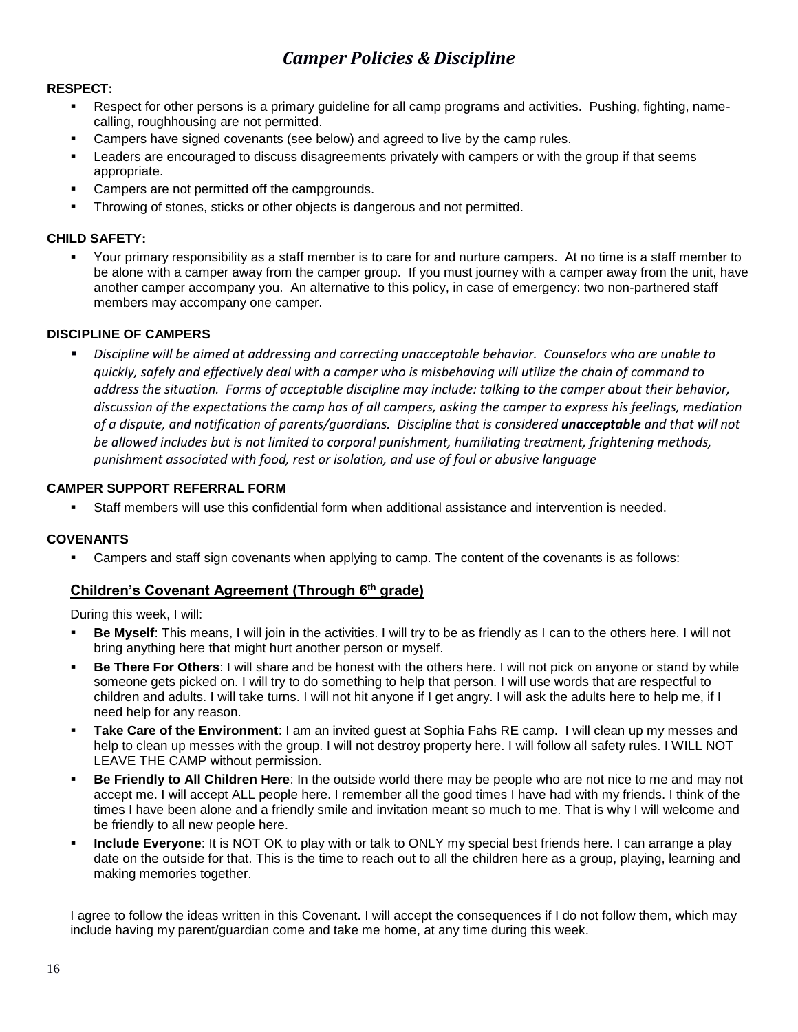# *Camper Policies & Discipline*

**RESPECT:**

- Respect for other persons is a primary guideline for all camp programs and activities. Pushing, fighting, name-calling, roughhousing are not permitted.
- Campers have signed covenants (see below) and agreed to live by the camp rules.
- Leaders are encouraged to discuss disagreements privately with campers or with the group if that seems appropriate.
- Campers are not permitted off the campgrounds.
- Throwing of stones, sticks or other objects is dangerous and not permitted.

**CHILD SAFETY:**

- Your primary responsibility as a staff member is to care for and nurture campers. At no time is a staff member to be alone with a camper away from the camper group. If you must journey with a camper away from the unit, have another camper accompany you. An alternative to this policy, in case of emergency: two non-partnered staff members may accompany one camper.

**DISCIPLINE OF CAMPERS**

- *Discipline will be aimed at addressing and correcting unacceptable behavior. Counselors who are unable to quickly, safely and effectively deal with a camper who is misbehaving will utilize the chain of command to address the situation. Forms of acceptable discipline may include: talking to the camper about their behavior, discussion of the expectations the camp has of all campers, asking the camper to express his feelings, mediation of a dispute, and notification of parents/guardians. Discipline that is considered* ***unacceptable*** *and that will not be allowed includes but is not limited to corporal punishment, humiliating treatment, frightening methods, punishment associated with food, rest or isolation, and use of foul or abusive language*

**CAMPER SUPPORT REFERRAL FORM**

- Staff members will use this confidential form when additional assistance and intervention is needed.

**COVENANTS**

- Campers and staff sign covenants when applying to camp. The content of the covenants is as follows:

## Children's Covenant Agreement (Through 6th grade)

During this week, I will:

- **Be Myself**: This means, I will join in the activities. I will try to be as friendly as I can to the others here. I will not bring anything here that might hurt another person or myself.
- **Be There For Others**: I will share and be honest with the others here. I will not pick on anyone or stand by while someone gets picked on. I will try to do something to help that person. I will use words that are respectful to children and adults. I will take turns. I will not hit anyone if I get angry. I will ask the adults here to help me, if I need help for any reason.
- **Take Care of the Environment**: I am an invited guest at Sophia Fahs RE camp. I will clean up my messes and help to clean up messes with the group. I will not destroy property here. I will follow all safety rules. I WILL NOT LEAVE THE CAMP without permission.
- **Be Friendly to All Children Here**: In the outside world there may be people who are not nice to me and may not accept me. I will accept ALL people here. I remember all the good times I have had with my friends. I think of the times I have been alone and a friendly smile and invitation meant so much to me. That is why I will welcome and be friendly to all new people here.
- **Include Everyone**: It is NOT OK to play with or talk to ONLY my special best friends here. I can arrange a play date on the outside for that. This is the time to reach out to all the children here as a group, playing, learning and making memories together.

I agree to follow the ideas written in this Covenant. I will accept the consequences if I do not follow them, which may include having my parent/guardian come and take me home, at any time during this week.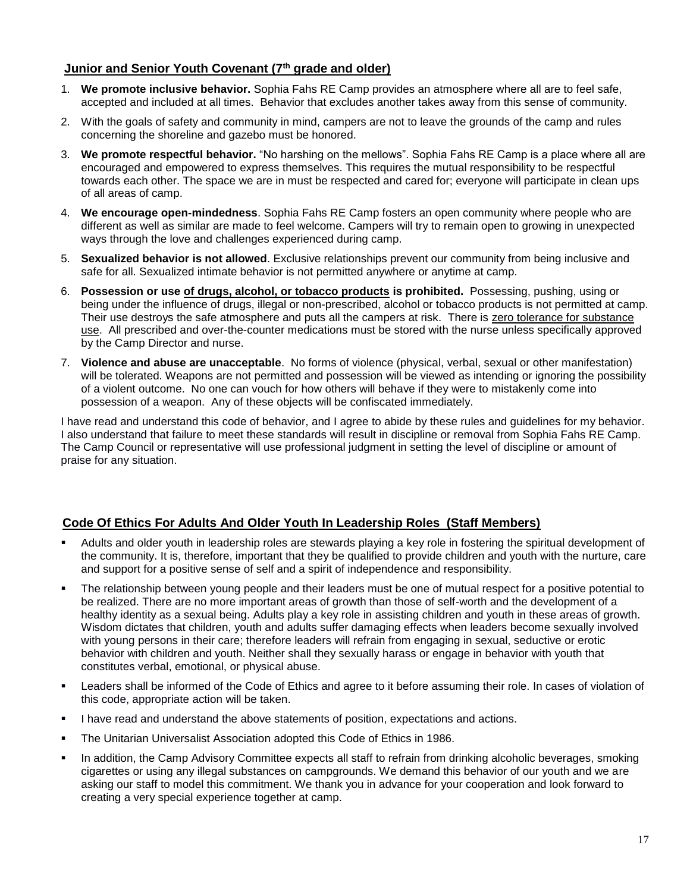## Junior and Senior Youth Covenant (7th grade and older)

1. **We promote inclusive behavior.** Sophia Fahs RE Camp provides an atmosphere where all are to feel safe, accepted and included at all times. Behavior that excludes another takes away from this sense of community.
2. With the goals of safety and community in mind, campers are not to leave the grounds of the camp and rules concerning the shoreline and gazebo must be honored.
3. **We promote respectful behavior.** "No harshing on the mellows". Sophia Fahs RE Camp is a place where all are encouraged and empowered to express themselves. This requires the mutual responsibility to be respectful towards each other. The space we are in must be respected and cared for; everyone will participate in clean ups of all areas of camp.
4. **We encourage open-mindedness**. Sophia Fahs RE Camp fosters an open community where people who are different as well as similar are made to feel welcome. Campers will try to remain open to growing in unexpected ways through the love and challenges experienced during camp.
5. **Sexualized behavior is not allowed**. Exclusive relationships prevent our community from being inclusive and safe for all. Sexualized intimate behavior is not permitted anywhere or anytime at camp.
6. **Possession or use <u>of drugs, alcohol, or tobacco products</u> is prohibited.** Possessing, pushing, using or being under the influence of drugs, illegal or non-prescribed, alcohol or tobacco products is not permitted at camp. Their use destroys the safe atmosphere and puts all the campers at risk. There is <u>zero tolerance for substance use</u>. All prescribed and over-the-counter medications must be stored with the nurse unless specifically approved by the Camp Director and nurse.
7. **Violence and abuse are unacceptable**. No forms of violence (physical, verbal, sexual or other manifestation) will be tolerated. Weapons are not permitted and possession will be viewed as intending or ignoring the possibility of a violent outcome. No one can vouch for how others will behave if they were to mistakenly come into possession of a weapon. Any of these objects will be confiscated immediately.

I have read and understand this code of behavior, and I agree to abide by these rules and guidelines for my behavior. I also understand that failure to meet these standards will result in discipline or removal from Sophia Fahs RE Camp. The Camp Council or representative will use professional judgment in setting the level of discipline or amount of praise for any situation.

## Code Of Ethics For Adults And Older Youth In Leadership Roles (Staff Members)

- Adults and older youth in leadership roles are stewards playing a key role in fostering the spiritual development of the community. It is, therefore, important that they be qualified to provide children and youth with the nurture, care and support for a positive sense of self and a spirit of independence and responsibility.
- The relationship between young people and their leaders must be one of mutual respect for a positive potential to be realized. There are no more important areas of growth than those of self-worth and the development of a healthy identity as a sexual being. Adults play a key role in assisting children and youth in these areas of growth. Wisdom dictates that children, youth and adults suffer damaging effects when leaders become sexually involved with young persons in their care; therefore leaders will refrain from engaging in sexual, seductive or erotic behavior with children and youth. Neither shall they sexually harass or engage in behavior with youth that constitutes verbal, emotional, or physical abuse.
- Leaders shall be informed of the Code of Ethics and agree to it before assuming their role. In cases of violation of this code, appropriate action will be taken.
- I have read and understand the above statements of position, expectations and actions.
- The Unitarian Universalist Association adopted this Code of Ethics in 1986.
- In addition, the Camp Advisory Committee expects all staff to refrain from drinking alcoholic beverages, smoking cigarettes or using any illegal substances on campgrounds. We demand this behavior of our youth and we are asking our staff to model this commitment. We thank you in advance for your cooperation and look forward to creating a very special experience together at camp.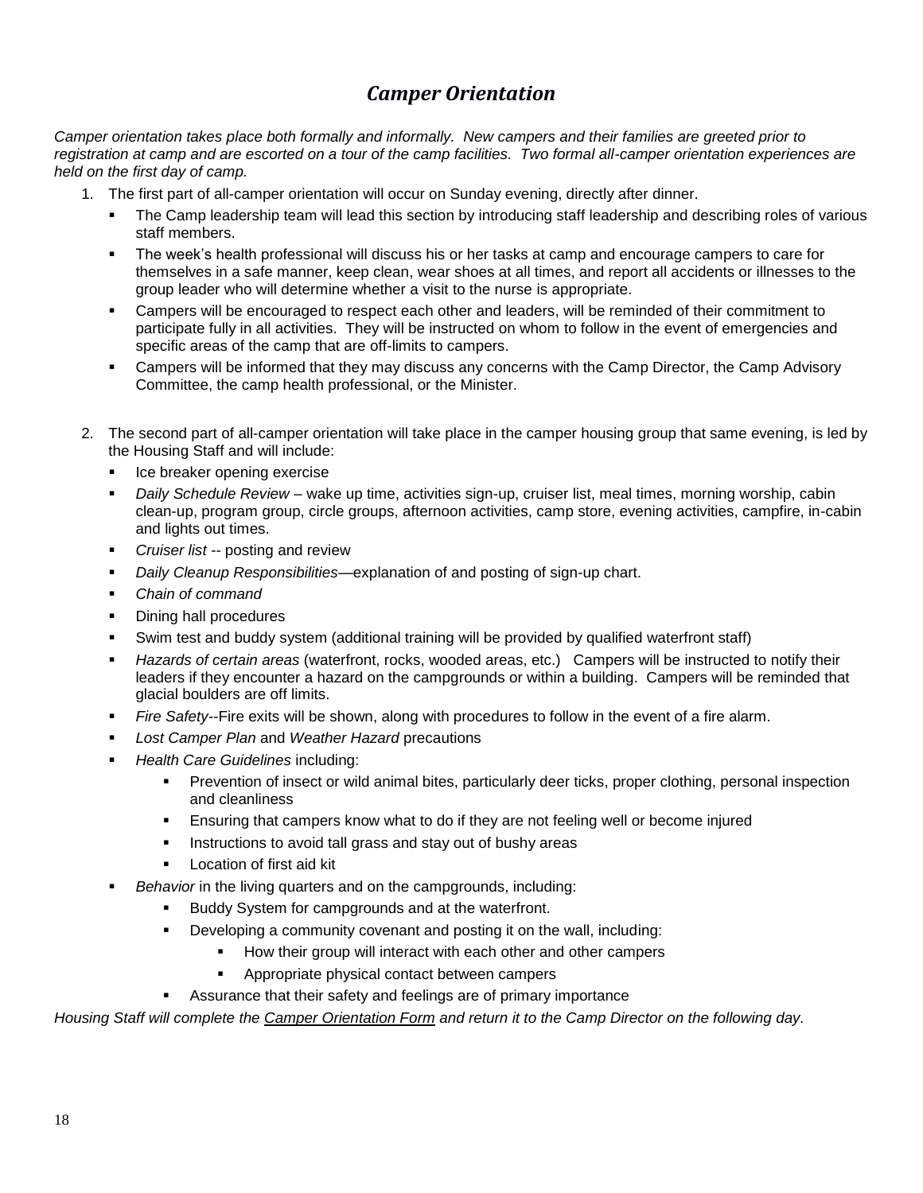## *Camper Orientation*

*Camper orientation takes place both formally and informally. New campers and their families are greeted prior to registration at camp and are escorted on a tour of the camp facilities. Two formal all-camper orientation experiences are held on the first day of camp.*

1. The first part of all-camper orientation will occur on Sunday evening, directly after dinner.
   - The Camp leadership team will lead this section by introducing staff leadership and describing roles of various staff members.
   - The week's health professional will discuss his or her tasks at camp and encourage campers to care for themselves in a safe manner, keep clean, wear shoes at all times, and report all accidents or illnesses to the group leader who will determine whether a visit to the nurse is appropriate.
   - Campers will be encouraged to respect each other and leaders, will be reminded of their commitment to participate fully in all activities. They will be instructed on whom to follow in the event of emergencies and specific areas of the camp that are off-limits to campers.
   - Campers will be informed that they may discuss any concerns with the Camp Director, the Camp Advisory Committee, the camp health professional, or the Minister.

2. The second part of all-camper orientation will take place in the camper housing group that same evening, is led by the Housing Staff and will include:
   - Ice breaker opening exercise
   - *Daily Schedule Review* – wake up time, activities sign-up, cruiser list, meal times, morning worship, cabin clean-up, program group, circle groups, afternoon activities, camp store, evening activities, campfire, in-cabin and lights out times.
   - *Cruiser list* -- posting and review
   - *Daily Cleanup Responsibilities*—explanation of and posting of sign-up chart.
   - *Chain of command*
   - Dining hall procedures
   - Swim test and buddy system (additional training will be provided by qualified waterfront staff)
   - *Hazards of certain areas* (waterfront, rocks, wooded areas, etc.) Campers will be instructed to notify their leaders if they encounter a hazard on the campgrounds or within a building. Campers will be reminded that glacial boulders are off limits.
   - *Fire Safety*--Fire exits will be shown, along with procedures to follow in the event of a fire alarm.
   - *Lost Camper Plan* and *Weather Hazard* precautions
   - *Health Care Guidelines* including:
     - Prevention of insect or wild animal bites, particularly deer ticks, proper clothing, personal inspection and cleanliness
     - Ensuring that campers know what to do if they are not feeling well or become injured
     - Instructions to avoid tall grass and stay out of bushy areas
     - Location of first aid kit
   - *Behavior* in the living quarters and on the campgrounds, including:
     - Buddy System for campgrounds and at the waterfront.
     - Developing a community covenant and posting it on the wall, including:
       - How their group will interact with each other and other campers
       - Appropriate physical contact between campers
     - Assurance that their safety and feelings are of primary importance

*Housing Staff will complete the Camper Orientation Form and return it to the Camp Director on the following day.*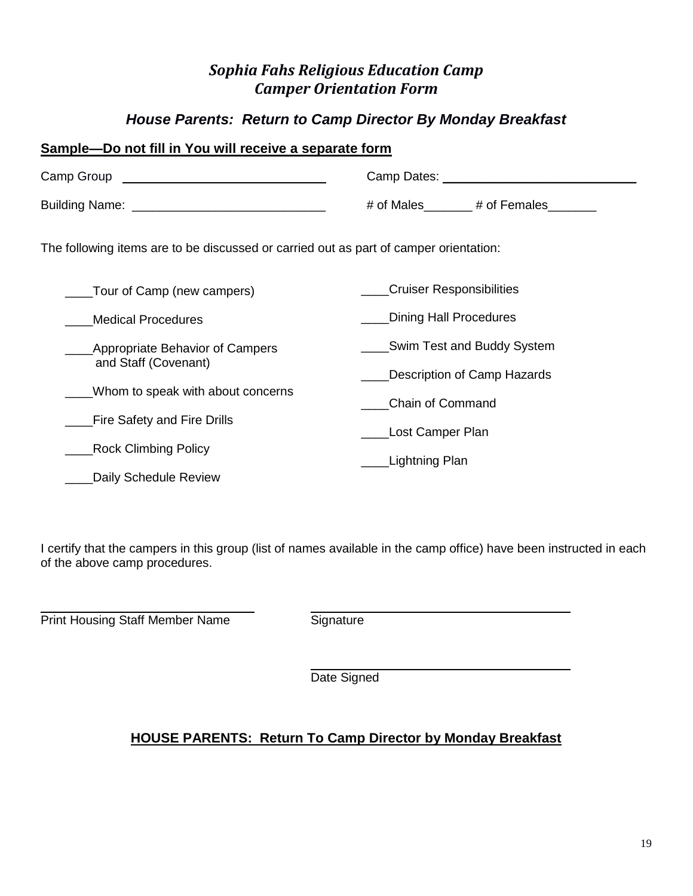# *Sophia Fahs Religious Education Camp*
# *Camper Orientation Form*

## *House Parents: Return to Camp Director By Monday Breakfast*

**Sample—Do not fill in You will receive a separate form**

Camp Group ______________________________ Camp Dates: ______________________________

Building Name: ____________________________ # of Males_______ # of Females_______

The following items are to be discussed or carried out as part of camper orientation:

____Tour of Camp (new campers)

____Medical Procedures

____Appropriate Behavior of Campers and Staff (Covenant)

____Whom to speak with about concerns

____Fire Safety and Fire Drills

____Rock Climbing Policy

____Daily Schedule Review

____Cruiser Responsibilities

____Dining Hall Procedures

____Swim Test and Buddy System

____Description of Camp Hazards

____Chain of Command

____Lost Camper Plan

____Lightning Plan

I certify that the campers in this group (list of names available in the camp office) have been instructed in each of the above camp procedures.

______________________________ ______________________________

Print Housing Staff Member Name Signature

______________________________

Date Signed

**HOUSE PARENTS: Return To Camp Director by Monday Breakfast**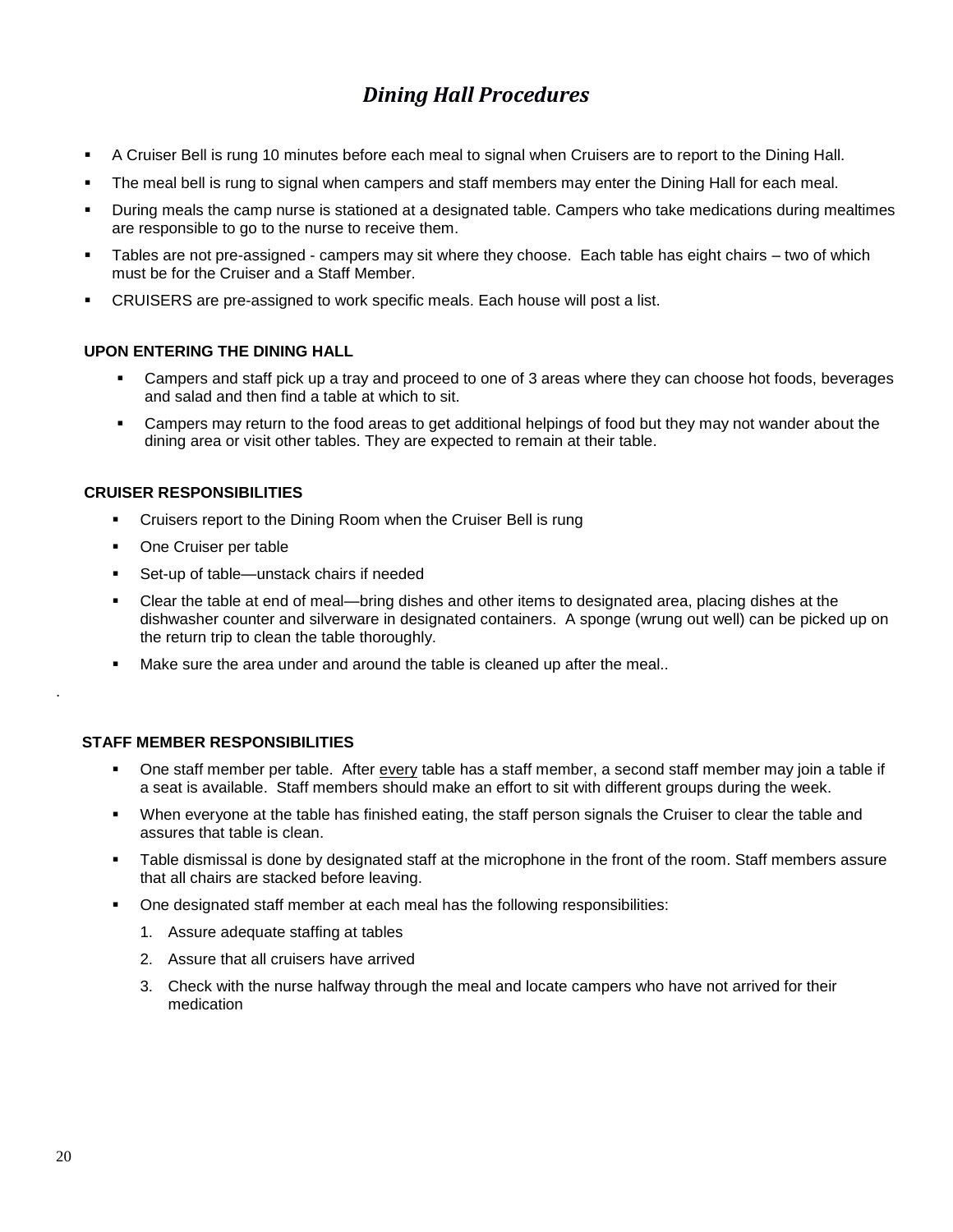# *Dining Hall Procedures*

- A Cruiser Bell is rung 10 minutes before each meal to signal when Cruisers are to report to the Dining Hall.
- The meal bell is rung to signal when campers and staff members may enter the Dining Hall for each meal.
- During meals the camp nurse is stationed at a designated table. Campers who take medications during mealtimes are responsible to go to the nurse to receive them.
- Tables are not pre-assigned - campers may sit where they choose. Each table has eight chairs – two of which must be for the Cruiser and a Staff Member.
- CRUISERS are pre-assigned to work specific meals. Each house will post a list.

### UPON ENTERING THE DINING HALL

- Campers and staff pick up a tray and proceed to one of 3 areas where they can choose hot foods, beverages and salad and then find a table at which to sit.
- Campers may return to the food areas to get additional helpings of food but they may not wander about the dining area or visit other tables. They are expected to remain at their table.

### CRUISER RESPONSIBILITIES

- Cruisers report to the Dining Room when the Cruiser Bell is rung
- One Cruiser per table
- Set-up of table—unstack chairs if needed
- Clear the table at end of meal—bring dishes and other items to designated area, placing dishes at the dishwasher counter and silverware in designated containers. A sponge (wrung out well) can be picked up on the return trip to clean the table thoroughly.
- Make sure the area under and around the table is cleaned up after the meal..

.

### STAFF MEMBER RESPONSIBILITIES

- One staff member per table. After every table has a staff member, a second staff member may join a table if a seat is available. Staff members should make an effort to sit with different groups during the week.
- When everyone at the table has finished eating, the staff person signals the Cruiser to clear the table and assures that table is clean.
- Table dismissal is done by designated staff at the microphone in the front of the room. Staff members assure that all chairs are stacked before leaving.
- One designated staff member at each meal has the following responsibilities:
  1. Assure adequate staffing at tables
  2. Assure that all cruisers have arrived
  3. Check with the nurse halfway through the meal and locate campers who have not arrived for their medication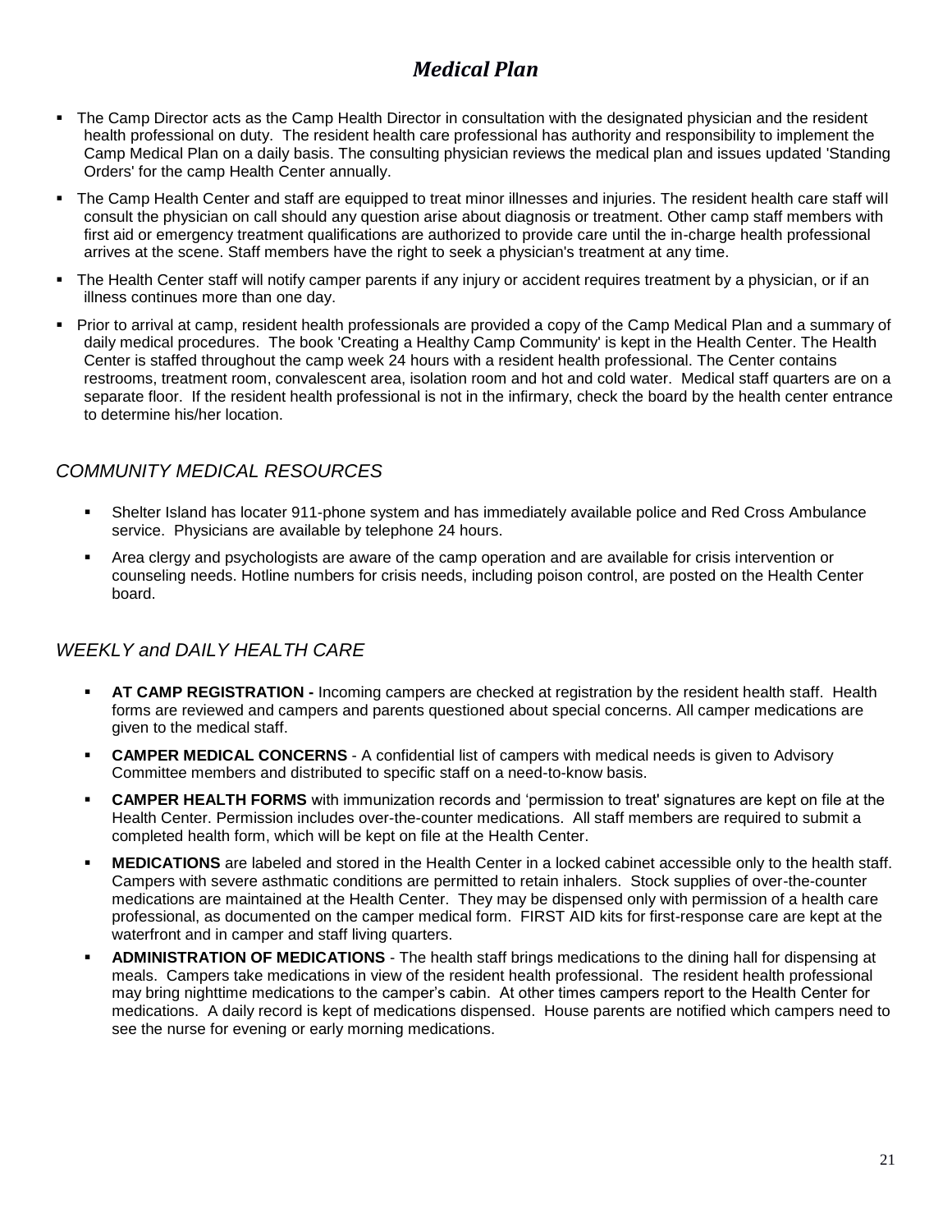# *Medical Plan*

- The Camp Director acts as the Camp Health Director in consultation with the designated physician and the resident health professional on duty. The resident health care professional has authority and responsibility to implement the Camp Medical Plan on a daily basis. The consulting physician reviews the medical plan and issues updated 'Standing Orders' for the camp Health Center annually.
- The Camp Health Center and staff are equipped to treat minor illnesses and injuries. The resident health care staff will consult the physician on call should any question arise about diagnosis or treatment. Other camp staff members with first aid or emergency treatment qualifications are authorized to provide care until the in-charge health professional arrives at the scene. Staff members have the right to seek a physician's treatment at any time.
- The Health Center staff will notify camper parents if any injury or accident requires treatment by a physician, or if an illness continues more than one day.
- Prior to arrival at camp, resident health professionals are provided a copy of the Camp Medical Plan and a summary of daily medical procedures. The book 'Creating a Healthy Camp Community' is kept in the Health Center. The Health Center is staffed throughout the camp week 24 hours with a resident health professional. The Center contains restrooms, treatment room, convalescent area, isolation room and hot and cold water. Medical staff quarters are on a separate floor. If the resident health professional is not in the infirmary, check the board by the health center entrance to determine his/her location.

## *COMMUNITY MEDICAL RESOURCES*

- Shelter Island has locater 911-phone system and has immediately available police and Red Cross Ambulance service. Physicians are available by telephone 24 hours.
- Area clergy and psychologists are aware of the camp operation and are available for crisis intervention or counseling needs. Hotline numbers for crisis needs, including poison control, are posted on the Health Center board.

## *WEEKLY and DAILY HEALTH CARE*

- **AT CAMP REGISTRATION -** Incoming campers are checked at registration by the resident health staff. Health forms are reviewed and campers and parents questioned about special concerns. All camper medications are given to the medical staff.
- **CAMPER MEDICAL CONCERNS** - A confidential list of campers with medical needs is given to Advisory Committee members and distributed to specific staff on a need-to-know basis.
- **CAMPER HEALTH FORMS** with immunization records and 'permission to treat' signatures are kept on file at the Health Center. Permission includes over-the-counter medications. All staff members are required to submit a completed health form, which will be kept on file at the Health Center.
- **MEDICATIONS** are labeled and stored in the Health Center in a locked cabinet accessible only to the health staff. Campers with severe asthmatic conditions are permitted to retain inhalers. Stock supplies of over-the-counter medications are maintained at the Health Center. They may be dispensed only with permission of a health care professional, as documented on the camper medical form. FIRST AID kits for first-response care are kept at the waterfront and in camper and staff living quarters.
- **ADMINISTRATION OF MEDICATIONS** - The health staff brings medications to the dining hall for dispensing at meals. Campers take medications in view of the resident health professional. The resident health professional may bring nighttime medications to the camper's cabin. At other times campers report to the Health Center for medications. A daily record is kept of medications dispensed. House parents are notified which campers need to see the nurse for evening or early morning medications.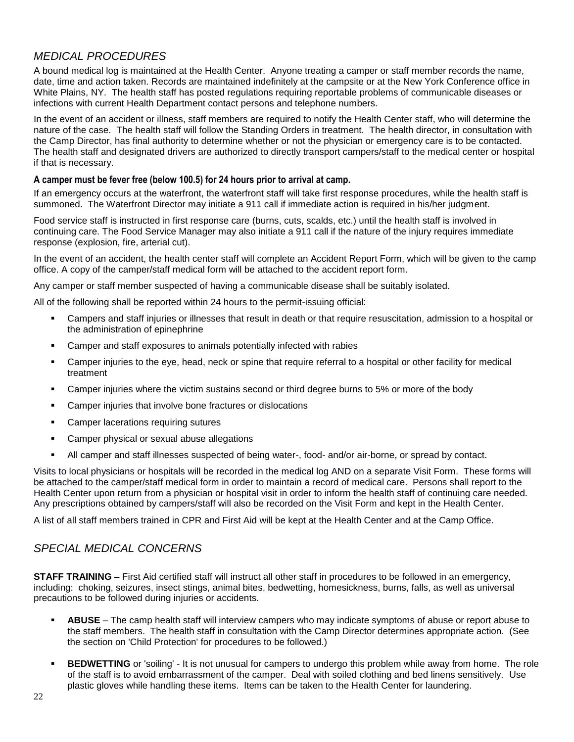## *MEDICAL PROCEDURES*

A bound medical log is maintained at the Health Center. Anyone treating a camper or staff member records the name, date, time and action taken. Records are maintained indefinitely at the campsite or at the New York Conference office in White Plains, NY. The health staff has posted regulations requiring reportable problems of communicable diseases or infections with current Health Department contact persons and telephone numbers.

In the event of an accident or illness, staff members are required to notify the Health Center staff, who will determine the nature of the case. The health staff will follow the Standing Orders in treatment. The health director, in consultation with the Camp Director, has final authority to determine whether or not the physician or emergency care is to be contacted. The health staff and designated drivers are authorized to directly transport campers/staff to the medical center or hospital if that is necessary.

**A camper must be fever free (below 100.5) for 24 hours prior to arrival at camp.**

If an emergency occurs at the waterfront, the waterfront staff will take first response procedures, while the health staff is summoned. The Waterfront Director may initiate a 911 call if immediate action is required in his/her judgment.

Food service staff is instructed in first response care (burns, cuts, scalds, etc.) until the health staff is involved in continuing care. The Food Service Manager may also initiate a 911 call if the nature of the injury requires immediate response (explosion, fire, arterial cut).

In the event of an accident, the health center staff will complete an Accident Report Form, which will be given to the camp office. A copy of the camper/staff medical form will be attached to the accident report form.

Any camper or staff member suspected of having a communicable disease shall be suitably isolated.

All of the following shall be reported within 24 hours to the permit-issuing official:

- Campers and staff injuries or illnesses that result in death or that require resuscitation, admission to a hospital or the administration of epinephrine
- Camper and staff exposures to animals potentially infected with rabies
- Camper injuries to the eye, head, neck or spine that require referral to a hospital or other facility for medical treatment
- Camper injuries where the victim sustains second or third degree burns to 5% or more of the body
- Camper injuries that involve bone fractures or dislocations
- Camper lacerations requiring sutures
- Camper physical or sexual abuse allegations
- All camper and staff illnesses suspected of being water-, food- and/or air-borne, or spread by contact.

Visits to local physicians or hospitals will be recorded in the medical log AND on a separate Visit Form. These forms will be attached to the camper/staff medical form in order to maintain a record of medical care. Persons shall report to the Health Center upon return from a physician or hospital visit in order to inform the health staff of continuing care needed. Any prescriptions obtained by campers/staff will also be recorded on the Visit Form and kept in the Health Center.

A list of all staff members trained in CPR and First Aid will be kept at the Health Center and at the Camp Office.

## *SPECIAL MEDICAL CONCERNS*

**STAFF TRAINING –** First Aid certified staff will instruct all other staff in procedures to be followed in an emergency, including: choking, seizures, insect stings, animal bites, bedwetting, homesickness, burns, falls, as well as universal precautions to be followed during injuries or accidents.

- **ABUSE** – The camp health staff will interview campers who may indicate symptoms of abuse or report abuse to the staff members. The health staff in consultation with the Camp Director determines appropriate action. (See the section on 'Child Protection' for procedures to be followed.)
- **BEDWETTING** or 'soiling' - It is not unusual for campers to undergo this problem while away from home. The role of the staff is to avoid embarrassment of the camper. Deal with soiled clothing and bed linens sensitively. Use plastic gloves while handling these items. Items can be taken to the Health Center for laundering.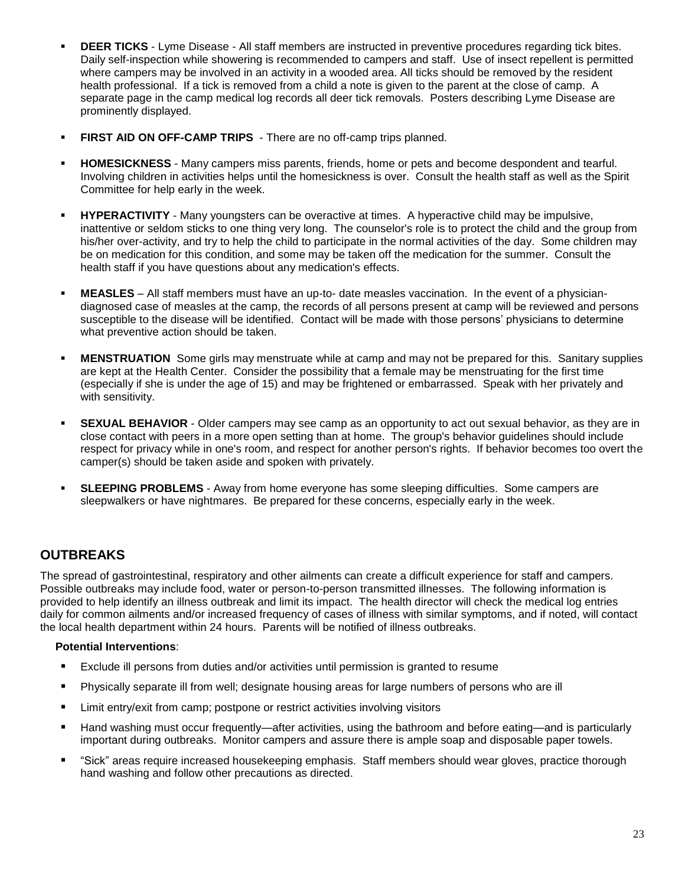- **DEER TICKS** - Lyme Disease - All staff members are instructed in preventive procedures regarding tick bites. Daily self-inspection while showering is recommended to campers and staff. Use of insect repellent is permitted where campers may be involved in an activity in a wooded area. All ticks should be removed by the resident health professional. If a tick is removed from a child a note is given to the parent at the close of camp. A separate page in the camp medical log records all deer tick removals. Posters describing Lyme Disease are prominently displayed.

- **FIRST AID ON OFF-CAMP TRIPS** - There are no off-camp trips planned.

- **HOMESICKNESS** - Many campers miss parents, friends, home or pets and become despondent and tearful. Involving children in activities helps until the homesickness is over. Consult the health staff as well as the Spirit Committee for help early in the week.

- **HYPERACTIVITY** - Many youngsters can be overactive at times. A hyperactive child may be impulsive, inattentive or seldom sticks to one thing very long. The counselor's role is to protect the child and the group from his/her over-activity, and try to help the child to participate in the normal activities of the day. Some children may be on medication for this condition, and some may be taken off the medication for the summer. Consult the health staff if you have questions about any medication's effects.

- **MEASLES** – All staff members must have an up-to- date measles vaccination. In the event of a physician-diagnosed case of measles at the camp, the records of all persons present at camp will be reviewed and persons susceptible to the disease will be identified. Contact will be made with those persons' physicians to determine what preventive action should be taken.

- **MENSTRUATION** Some girls may menstruate while at camp and may not be prepared for this. Sanitary supplies are kept at the Health Center. Consider the possibility that a female may be menstruating for the first time (especially if she is under the age of 15) and may be frightened or embarrassed. Speak with her privately and with sensitivity.

- **SEXUAL BEHAVIOR** - Older campers may see camp as an opportunity to act out sexual behavior, as they are in close contact with peers in a more open setting than at home. The group's behavior guidelines should include respect for privacy while in one's room, and respect for another person's rights. If behavior becomes too overt the camper(s) should be taken aside and spoken with privately.

- **SLEEPING PROBLEMS** - Away from home everyone has some sleeping difficulties. Some campers are sleepwalkers or have nightmares. Be prepared for these concerns, especially early in the week.

## OUTBREAKS

The spread of gastrointestinal, respiratory and other ailments can create a difficult experience for staff and campers. Possible outbreaks may include food, water or person-to-person transmitted illnesses. The following information is provided to help identify an illness outbreak and limit its impact. The health director will check the medical log entries daily for common ailments and/or increased frequency of cases of illness with similar symptoms, and if noted, will contact the local health department within 24 hours. Parents will be notified of illness outbreaks.

**Potential Interventions**:

- Exclude ill persons from duties and/or activities until permission is granted to resume
- Physically separate ill from well; designate housing areas for large numbers of persons who are ill
- Limit entry/exit from camp; postpone or restrict activities involving visitors
- Hand washing must occur frequently—after activities, using the bathroom and before eating—and is particularly important during outbreaks. Monitor campers and assure there is ample soap and disposable paper towels.
- "Sick" areas require increased housekeeping emphasis. Staff members should wear gloves, practice thorough hand washing and follow other precautions as directed.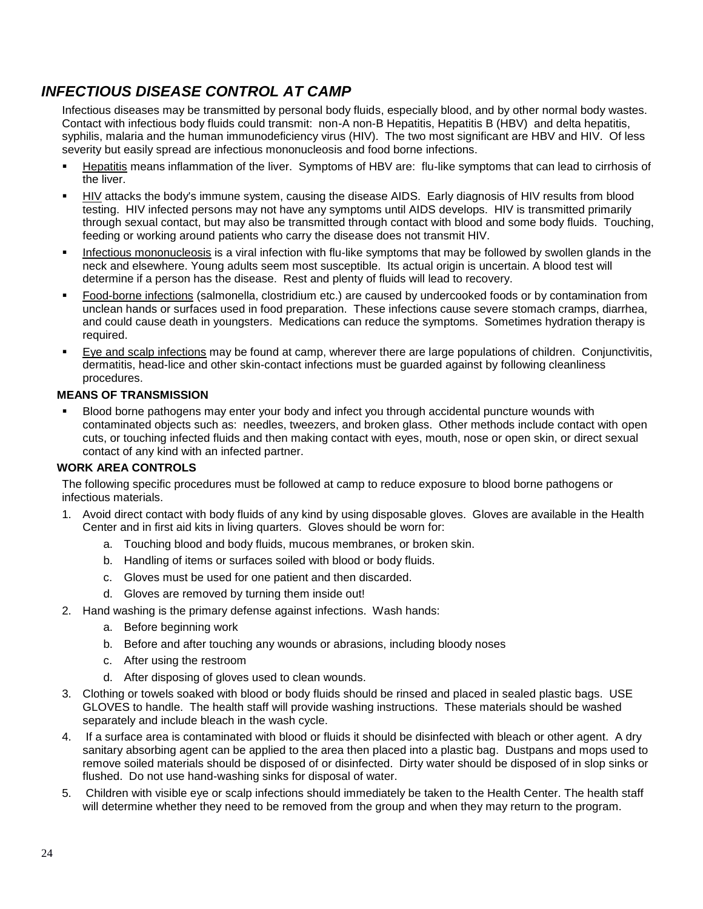## *INFECTIOUS DISEASE CONTROL AT CAMP*

Infectious diseases may be transmitted by personal body fluids, especially blood, and by other normal body wastes. Contact with infectious body fluids could transmit: non-A non-B Hepatitis, Hepatitis B (HBV) and delta hepatitis, syphilis, malaria and the human immunodeficiency virus (HIV). The two most significant are HBV and HIV. Of less severity but easily spread are infectious mononucleosis and food borne infections.

- Hepatitis means inflammation of the liver. Symptoms of HBV are: flu-like symptoms that can lead to cirrhosis of the liver.
- HIV attacks the body's immune system, causing the disease AIDS. Early diagnosis of HIV results from blood testing. HIV infected persons may not have any symptoms until AIDS develops. HIV is transmitted primarily through sexual contact, but may also be transmitted through contact with blood and some body fluids. Touching, feeding or working around patients who carry the disease does not transmit HIV.
- Infectious mononucleosis is a viral infection with flu-like symptoms that may be followed by swollen glands in the neck and elsewhere. Young adults seem most susceptible. Its actual origin is uncertain. A blood test will determine if a person has the disease. Rest and plenty of fluids will lead to recovery.
- Food-borne infections (salmonella, clostridium etc.) are caused by undercooked foods or by contamination from unclean hands or surfaces used in food preparation. These infections cause severe stomach cramps, diarrhea, and could cause death in youngsters. Medications can reduce the symptoms. Sometimes hydration therapy is required.
- Eye and scalp infections may be found at camp, wherever there are large populations of children. Conjunctivitis, dermatitis, head-lice and other skin-contact infections must be guarded against by following cleanliness procedures.

**MEANS OF TRANSMISSION**

- Blood borne pathogens may enter your body and infect you through accidental puncture wounds with contaminated objects such as: needles, tweezers, and broken glass. Other methods include contact with open cuts, or touching infected fluids and then making contact with eyes, mouth, nose or open skin, or direct sexual contact of any kind with an infected partner.

**WORK AREA CONTROLS**

The following specific procedures must be followed at camp to reduce exposure to blood borne pathogens or infectious materials.

1. Avoid direct contact with body fluids of any kind by using disposable gloves. Gloves are available in the Health Center and in first aid kits in living quarters. Gloves should be worn for:
   a. Touching blood and body fluids, mucous membranes, or broken skin.
   b. Handling of items or surfaces soiled with blood or body fluids.
   c. Gloves must be used for one patient and then discarded.
   d. Gloves are removed by turning them inside out!
2. Hand washing is the primary defense against infections. Wash hands:
   a. Before beginning work
   b. Before and after touching any wounds or abrasions, including bloody noses
   c. After using the restroom
   d. After disposing of gloves used to clean wounds.
3. Clothing or towels soaked with blood or body fluids should be rinsed and placed in sealed plastic bags. USE GLOVES to handle. The health staff will provide washing instructions. These materials should be washed separately and include bleach in the wash cycle.
4. If a surface area is contaminated with blood or fluids it should be disinfected with bleach or other agent. A dry sanitary absorbing agent can be applied to the area then placed into a plastic bag. Dustpans and mops used to remove soiled materials should be disposed of or disinfected. Dirty water should be disposed of in slop sinks or flushed. Do not use hand-washing sinks for disposal of water.
5. Children with visible eye or scalp infections should immediately be taken to the Health Center. The health staff will determine whether they need to be removed from the group and when they may return to the program.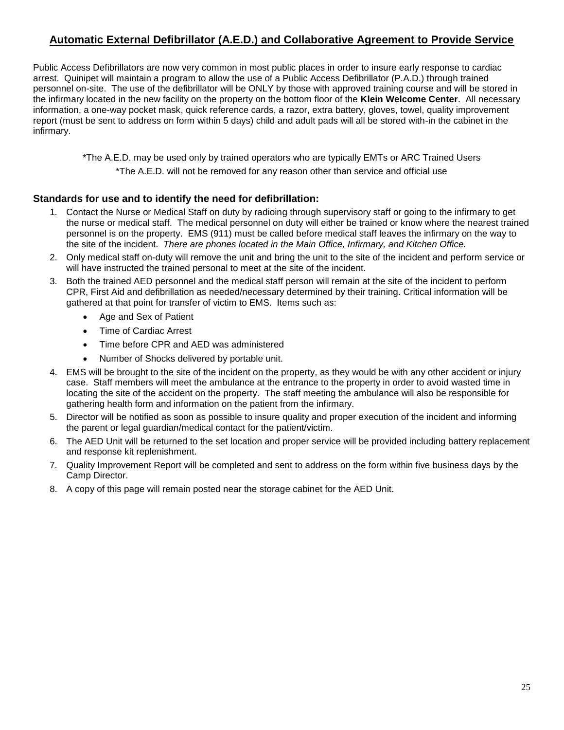## **Automatic External Defibrillator (A.E.D.) and Collaborative Agreement to Provide Service**

Public Access Defibrillators are now very common in most public places in order to insure early response to cardiac arrest. Quinipet will maintain a program to allow the use of a Public Access Defibrillator (P.A.D.) through trained personnel on-site. The use of the defibrillator will be ONLY by those with approved training course and will be stored in the infirmary located in the new facility on the property on the bottom floor of the **Klein Welcome Center**. All necessary information, a one-way pocket mask, quick reference cards, a razor, extra battery, gloves, towel, quality improvement report (must be sent to address on form within 5 days) child and adult pads will all be stored with-in the cabinet in the infirmary.

*The A.E.D. may be used only by trained operators who are typically EMTs or ARC Trained Users

*The A.E.D. will not be removed for any reason other than service and official use

### **Standards for use and to identify the need for defibrillation:**

1. Contact the Nurse or Medical Staff on duty by radioing through supervisory staff or going to the infirmary to get the nurse or medical staff. The medical personnel on duty will either be trained or know where the nearest trained personnel is on the property. EMS (911) must be called before medical staff leaves the infirmary on the way to the site of the incident. *There are phones located in the Main Office, Infirmary, and Kitchen Office.*
2. Only medical staff on-duty will remove the unit and bring the unit to the site of the incident and perform service or will have instructed the trained personal to meet at the site of the incident.
3. Both the trained AED personnel and the medical staff person will remain at the site of the incident to perform CPR, First Aid and defibrillation as needed/necessary determined by their training. Critical information will be gathered at that point for transfer of victim to EMS. Items such as:
   - Age and Sex of Patient
   - Time of Cardiac Arrest
   - Time before CPR and AED was administered
   - Number of Shocks delivered by portable unit.
4. EMS will be brought to the site of the incident on the property, as they would be with any other accident or injury case. Staff members will meet the ambulance at the entrance to the property in order to avoid wasted time in locating the site of the accident on the property. The staff meeting the ambulance will also be responsible for gathering health form and information on the patient from the infirmary.
5. Director will be notified as soon as possible to insure quality and proper execution of the incident and informing the parent or legal guardian/medical contact for the patient/victim.
6. The AED Unit will be returned to the set location and proper service will be provided including battery replacement and response kit replenishment.
7. Quality Improvement Report will be completed and sent to address on the form within five business days by the Camp Director.
8. A copy of this page will remain posted near the storage cabinet for the AED Unit.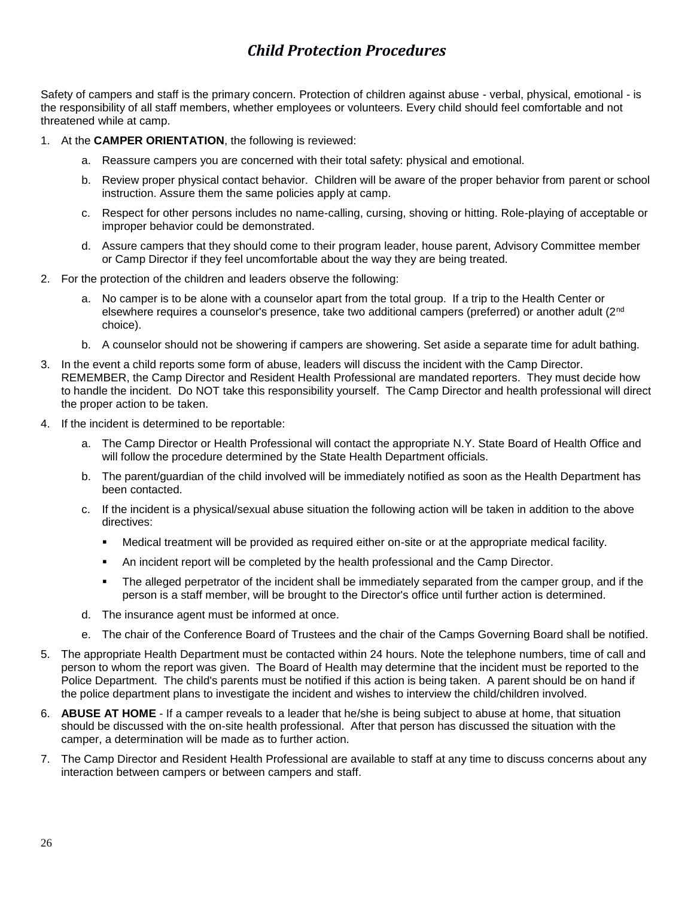# *Child Protection Procedures*

Safety of campers and staff is the primary concern. Protection of children against abuse - verbal, physical, emotional - is the responsibility of all staff members, whether employees or volunteers. Every child should feel comfortable and not threatened while at camp.

1. At the **CAMPER ORIENTATION**, the following is reviewed:
   a. Reassure campers you are concerned with their total safety: physical and emotional.
   b. Review proper physical contact behavior. Children will be aware of the proper behavior from parent or school instruction. Assure them the same policies apply at camp.
   c. Respect for other persons includes no name-calling, cursing, shoving or hitting. Role-playing of acceptable or improper behavior could be demonstrated.
   d. Assure campers that they should come to their program leader, house parent, Advisory Committee member or Camp Director if they feel uncomfortable about the way they are being treated.
2. For the protection of the children and leaders observe the following:
   a. No camper is to be alone with a counselor apart from the total group. If a trip to the Health Center or elsewhere requires a counselor's presence, take two additional campers (preferred) or another adult (2nd choice).
   b. A counselor should not be showering if campers are showering. Set aside a separate time for adult bathing.
3. In the event a child reports some form of abuse, leaders will discuss the incident with the Camp Director. REMEMBER, the Camp Director and Resident Health Professional are mandated reporters. They must decide how to handle the incident. Do NOT take this responsibility yourself. The Camp Director and health professional will direct the proper action to be taken.
4. If the incident is determined to be reportable:
   a. The Camp Director or Health Professional will contact the appropriate N.Y. State Board of Health Office and will follow the procedure determined by the State Health Department officials.
   b. The parent/guardian of the child involved will be immediately notified as soon as the Health Department has been contacted.
   c. If the incident is a physical/sexual abuse situation the following action will be taken in addition to the above directives:
      - Medical treatment will be provided as required either on-site or at the appropriate medical facility.
      - An incident report will be completed by the health professional and the Camp Director.
      - The alleged perpetrator of the incident shall be immediately separated from the camper group, and if the person is a staff member, will be brought to the Director's office until further action is determined.
   d. The insurance agent must be informed at once.
   e. The chair of the Conference Board of Trustees and the chair of the Camps Governing Board shall be notified.
5. The appropriate Health Department must be contacted within 24 hours. Note the telephone numbers, time of call and person to whom the report was given. The Board of Health may determine that the incident must be reported to the Police Department. The child's parents must be notified if this action is being taken. A parent should be on hand if the police department plans to investigate the incident and wishes to interview the child/children involved.
6. **ABUSE AT HOME** - If a camper reveals to a leader that he/she is being subject to abuse at home, that situation should be discussed with the on-site health professional. After that person has discussed the situation with the camper, a determination will be made as to further action.
7. The Camp Director and Resident Health Professional are available to staff at any time to discuss concerns about any interaction between campers or between campers and staff.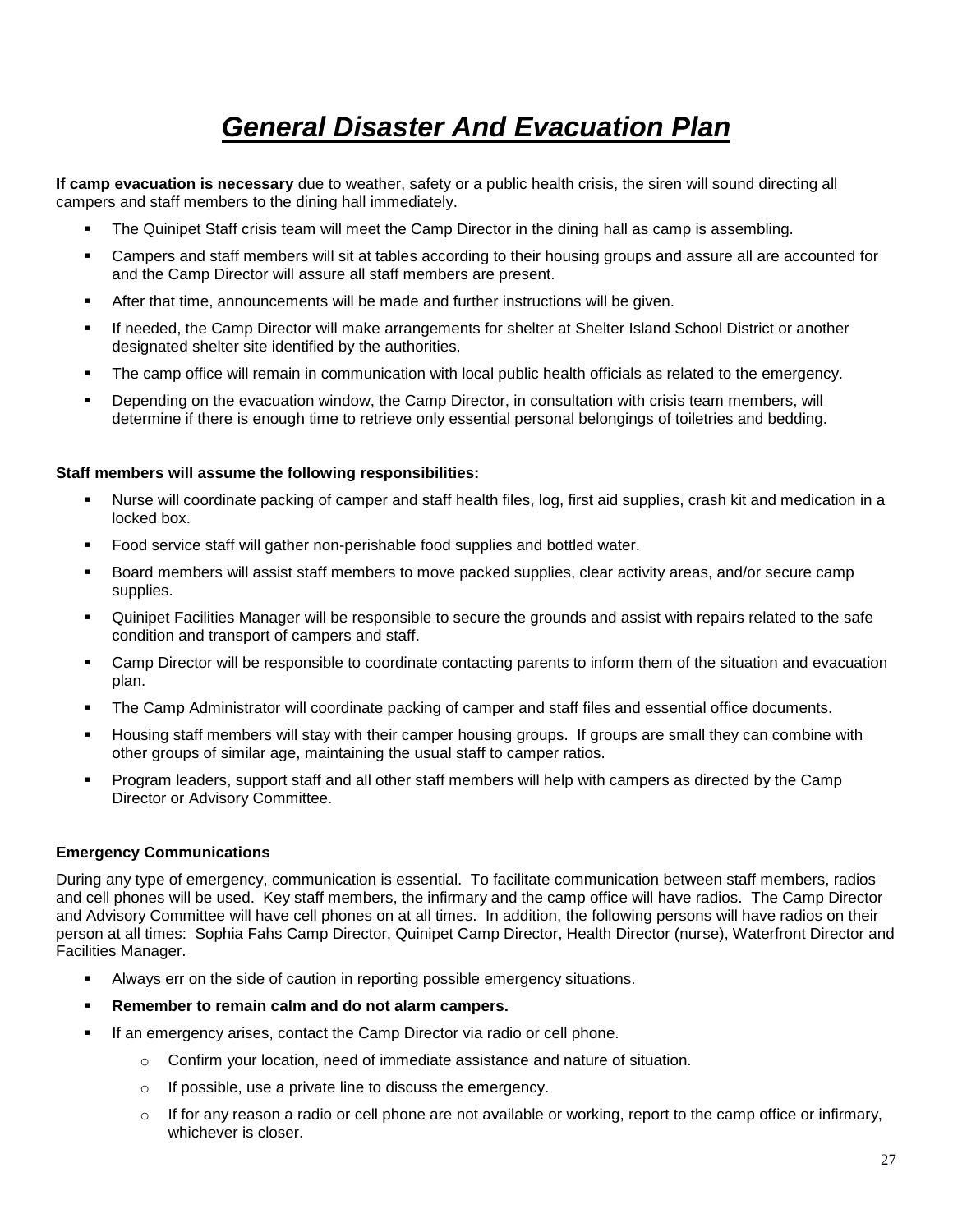# ***General Disaster And Evacuation Plan***

**If camp evacuation is necessary** due to weather, safety or a public health crisis, the siren will sound directing all campers and staff members to the dining hall immediately.

- The Quinipet Staff crisis team will meet the Camp Director in the dining hall as camp is assembling.
- Campers and staff members will sit at tables according to their housing groups and assure all are accounted for and the Camp Director will assure all staff members are present.
- After that time, announcements will be made and further instructions will be given.
- If needed, the Camp Director will make arrangements for shelter at Shelter Island School District or another designated shelter site identified by the authorities.
- The camp office will remain in communication with local public health officials as related to the emergency.
- Depending on the evacuation window, the Camp Director, in consultation with crisis team members, will determine if there is enough time to retrieve only essential personal belongings of toiletries and bedding.

**Staff members will assume the following responsibilities:**

- Nurse will coordinate packing of camper and staff health files, log, first aid supplies, crash kit and medication in a locked box.
- Food service staff will gather non-perishable food supplies and bottled water.
- Board members will assist staff members to move packed supplies, clear activity areas, and/or secure camp supplies.
- Quinipet Facilities Manager will be responsible to secure the grounds and assist with repairs related to the safe condition and transport of campers and staff.
- Camp Director will be responsible to coordinate contacting parents to inform them of the situation and evacuation plan.
- The Camp Administrator will coordinate packing of camper and staff files and essential office documents.
- Housing staff members will stay with their camper housing groups. If groups are small they can combine with other groups of similar age, maintaining the usual staff to camper ratios.
- Program leaders, support staff and all other staff members will help with campers as directed by the Camp Director or Advisory Committee.

**Emergency Communications**

During any type of emergency, communication is essential. To facilitate communication between staff members, radios and cell phones will be used. Key staff members, the infirmary and the camp office will have radios. The Camp Director and Advisory Committee will have cell phones on at all times. In addition, the following persons will have radios on their person at all times: Sophia Fahs Camp Director, Quinipet Camp Director, Health Director (nurse), Waterfront Director and Facilities Manager.

- Always err on the side of caution in reporting possible emergency situations.
- **Remember to remain calm and do not alarm campers.**
- If an emergency arises, contact the Camp Director via radio or cell phone.
  - Confirm your location, need of immediate assistance and nature of situation.
  - If possible, use a private line to discuss the emergency.
  - If for any reason a radio or cell phone are not available or working, report to the camp office or infirmary, whichever is closer.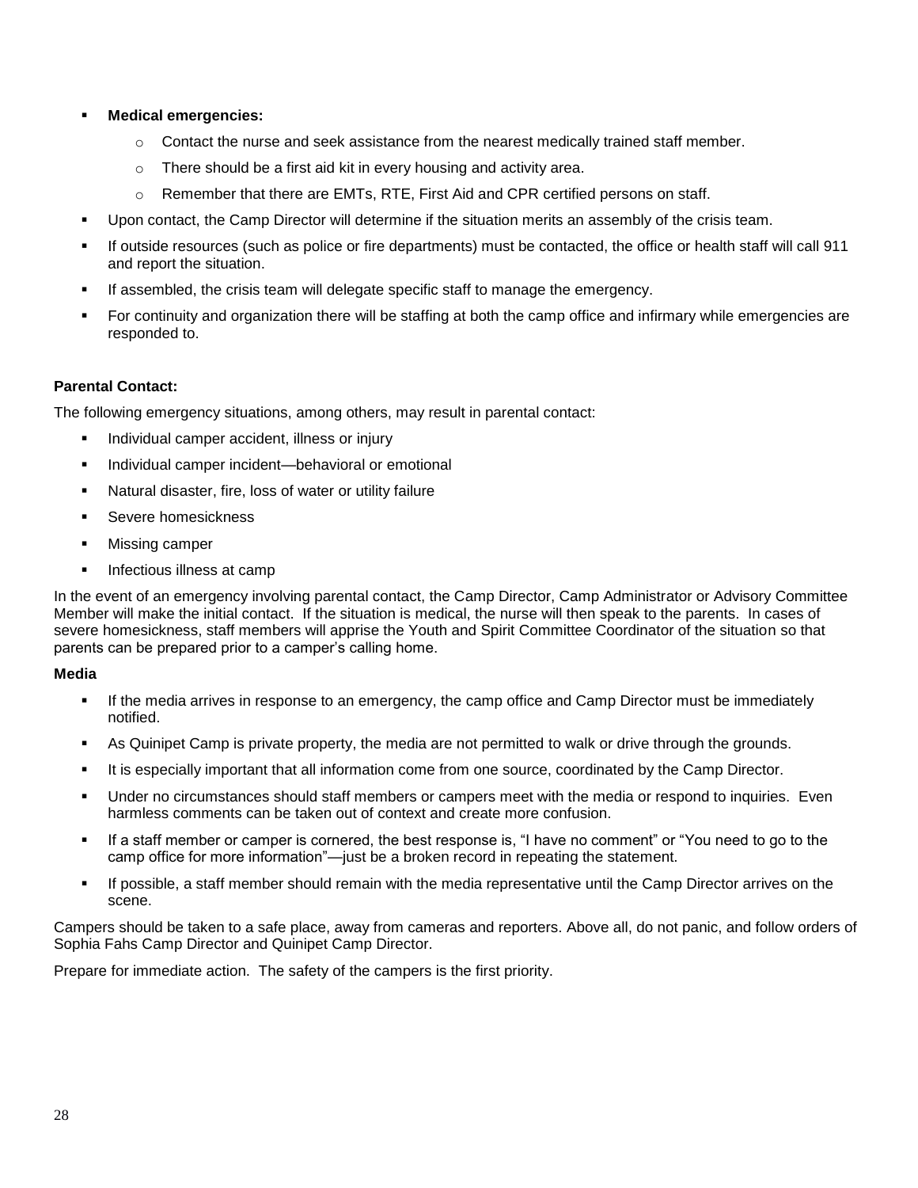- **Medical emergencies:**
  - Contact the nurse and seek assistance from the nearest medically trained staff member.
  - There should be a first aid kit in every housing and activity area.
  - Remember that there are EMTs, RTE, First Aid and CPR certified persons on staff.
- Upon contact, the Camp Director will determine if the situation merits an assembly of the crisis team.
- If outside resources (such as police or fire departments) must be contacted, the office or health staff will call 911 and report the situation.
- If assembled, the crisis team will delegate specific staff to manage the emergency.
- For continuity and organization there will be staffing at both the camp office and infirmary while emergencies are responded to.

**Parental Contact:**

The following emergency situations, among others, may result in parental contact:

- Individual camper accident, illness or injury
- Individual camper incident—behavioral or emotional
- Natural disaster, fire, loss of water or utility failure
- Severe homesickness
- Missing camper
- Infectious illness at camp

In the event of an emergency involving parental contact, the Camp Director, Camp Administrator or Advisory Committee Member will make the initial contact. If the situation is medical, the nurse will then speak to the parents. In cases of severe homesickness, staff members will apprise the Youth and Spirit Committee Coordinator of the situation so that parents can be prepared prior to a camper's calling home.

**Media**

- If the media arrives in response to an emergency, the camp office and Camp Director must be immediately notified.
- As Quinipet Camp is private property, the media are not permitted to walk or drive through the grounds.
- It is especially important that all information come from one source, coordinated by the Camp Director.
- Under no circumstances should staff members or campers meet with the media or respond to inquiries. Even harmless comments can be taken out of context and create more confusion.
- If a staff member or camper is cornered, the best response is, "I have no comment" or "You need to go to the camp office for more information"—just be a broken record in repeating the statement.
- If possible, a staff member should remain with the media representative until the Camp Director arrives on the scene.

Campers should be taken to a safe place, away from cameras and reporters. Above all, do not panic, and follow orders of Sophia Fahs Camp Director and Quinipet Camp Director.

Prepare for immediate action. The safety of the campers is the first priority.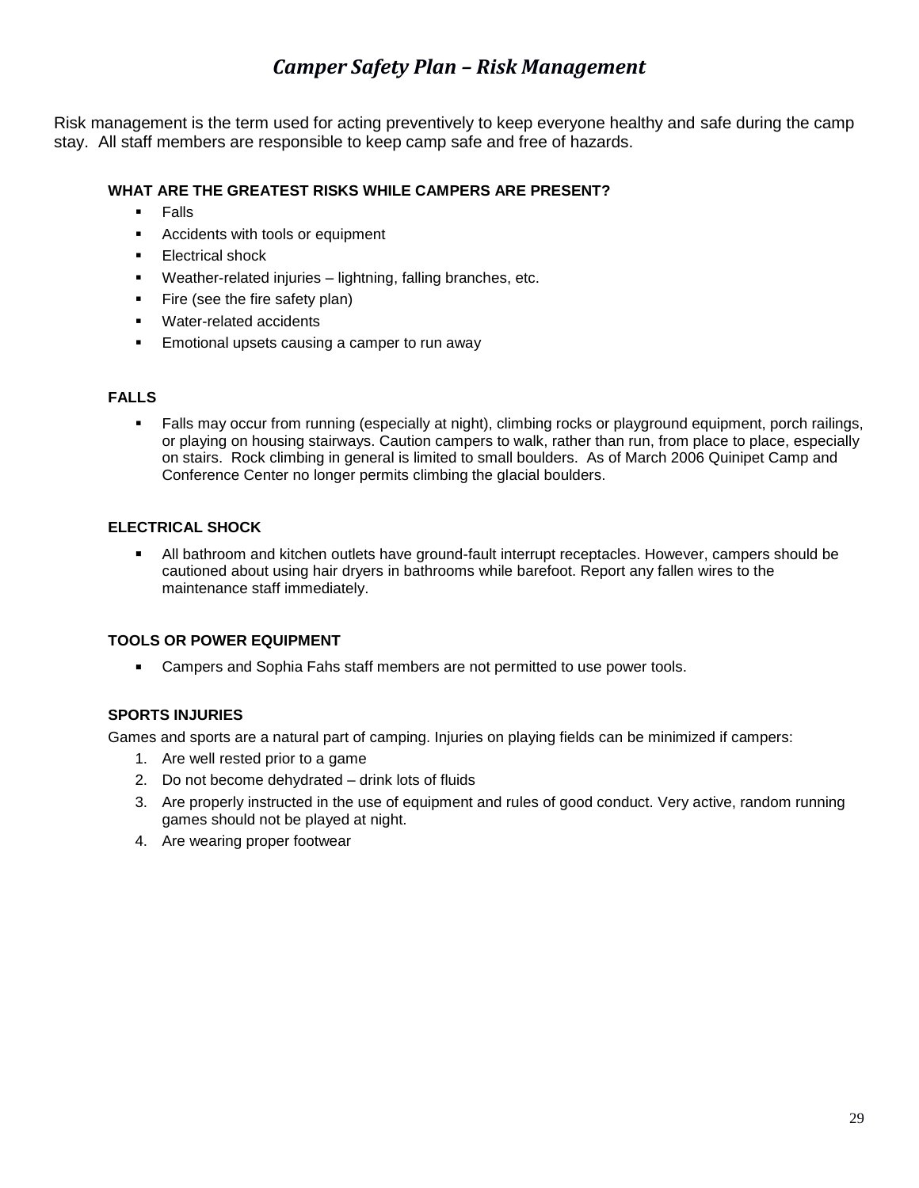# *Camper Safety Plan – Risk Management*

Risk management is the term used for acting preventively to keep everyone healthy and safe during the camp stay. All staff members are responsible to keep camp safe and free of hazards.

**WHAT ARE THE GREATEST RISKS WHILE CAMPERS ARE PRESENT?**

- Falls
- Accidents with tools or equipment
- Electrical shock
- Weather-related injuries – lightning, falling branches, etc.
- Fire (see the fire safety plan)
- Water-related accidents
- Emotional upsets causing a camper to run away

**FALLS**

- Falls may occur from running (especially at night), climbing rocks or playground equipment, porch railings, or playing on housing stairways. Caution campers to walk, rather than run, from place to place, especially on stairs. Rock climbing in general is limited to small boulders. As of March 2006 Quinipet Camp and Conference Center no longer permits climbing the glacial boulders.

**ELECTRICAL SHOCK**

- All bathroom and kitchen outlets have ground-fault interrupt receptacles. However, campers should be cautioned about using hair dryers in bathrooms while barefoot. Report any fallen wires to the maintenance staff immediately.

**TOOLS OR POWER EQUIPMENT**

- Campers and Sophia Fahs staff members are not permitted to use power tools.

**SPORTS INJURIES**

Games and sports are a natural part of camping. Injuries on playing fields can be minimized if campers:

1. Are well rested prior to a game
2. Do not become dehydrated – drink lots of fluids
3. Are properly instructed in the use of equipment and rules of good conduct. Very active, random running games should not be played at night.
4. Are wearing proper footwear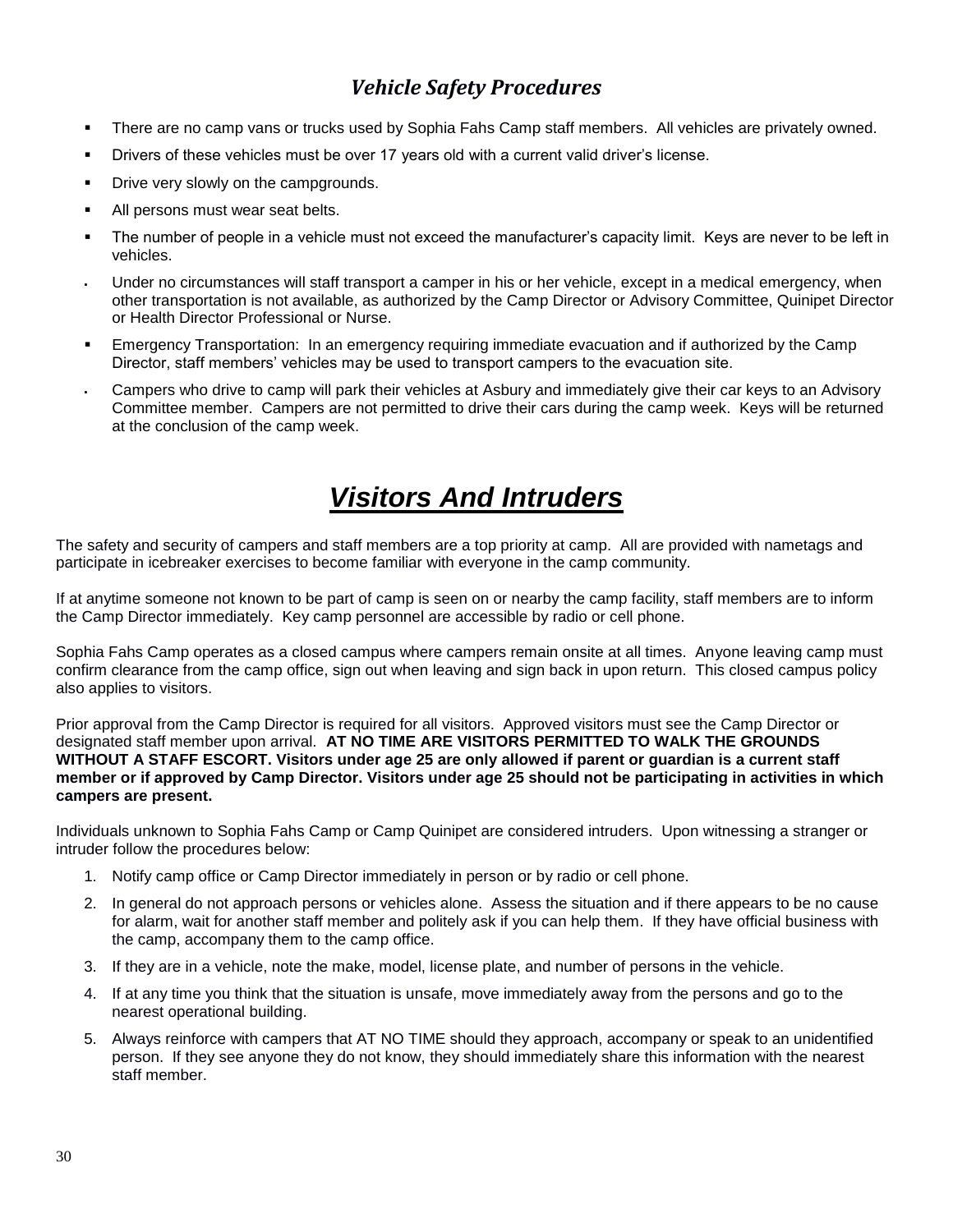### *Vehicle Safety Procedures*

- There are no camp vans or trucks used by Sophia Fahs Camp staff members. All vehicles are privately owned.
- Drivers of these vehicles must be over 17 years old with a current valid driver's license.
- Drive very slowly on the campgrounds.
- All persons must wear seat belts.
- The number of people in a vehicle must not exceed the manufacturer's capacity limit. Keys are never to be left in vehicles.
- Under no circumstances will staff transport a camper in his or her vehicle, except in a medical emergency, when other transportation is not available, as authorized by the Camp Director or Advisory Committee, Quinipet Director or Health Director Professional or Nurse.
- Emergency Transportation: In an emergency requiring immediate evacuation and if authorized by the Camp Director, staff members' vehicles may be used to transport campers to the evacuation site.
- Campers who drive to camp will park their vehicles at Asbury and immediately give their car keys to an Advisory Committee member. Campers are not permitted to drive their cars during the camp week. Keys will be returned at the conclusion of the camp week.

# ***Visitors And Intruders***

The safety and security of campers and staff members are a top priority at camp. All are provided with nametags and participate in icebreaker exercises to become familiar with everyone in the camp community.

If at anytime someone not known to be part of camp is seen on or nearby the camp facility, staff members are to inform the Camp Director immediately. Key camp personnel are accessible by radio or cell phone.

Sophia Fahs Camp operates as a closed campus where campers remain onsite at all times. Anyone leaving camp must confirm clearance from the camp office, sign out when leaving and sign back in upon return. This closed campus policy also applies to visitors.

Prior approval from the Camp Director is required for all visitors. Approved visitors must see the Camp Director or designated staff member upon arrival. **AT NO TIME ARE VISITORS PERMITTED TO WALK THE GROUNDS WITHOUT A STAFF ESCORT. Visitors under age 25 are only allowed if parent or guardian is a current staff member or if approved by Camp Director. Visitors under age 25 should not be participating in activities in which campers are present.**

Individuals unknown to Sophia Fahs Camp or Camp Quinipet are considered intruders. Upon witnessing a stranger or intruder follow the procedures below:

1. Notify camp office or Camp Director immediately in person or by radio or cell phone.
2. In general do not approach persons or vehicles alone. Assess the situation and if there appears to be no cause for alarm, wait for another staff member and politely ask if you can help them. If they have official business with the camp, accompany them to the camp office.
3. If they are in a vehicle, note the make, model, license plate, and number of persons in the vehicle.
4. If at any time you think that the situation is unsafe, move immediately away from the persons and go to the nearest operational building.
5. Always reinforce with campers that AT NO TIME should they approach, accompany or speak to an unidentified person. If they see anyone they do not know, they should immediately share this information with the nearest staff member.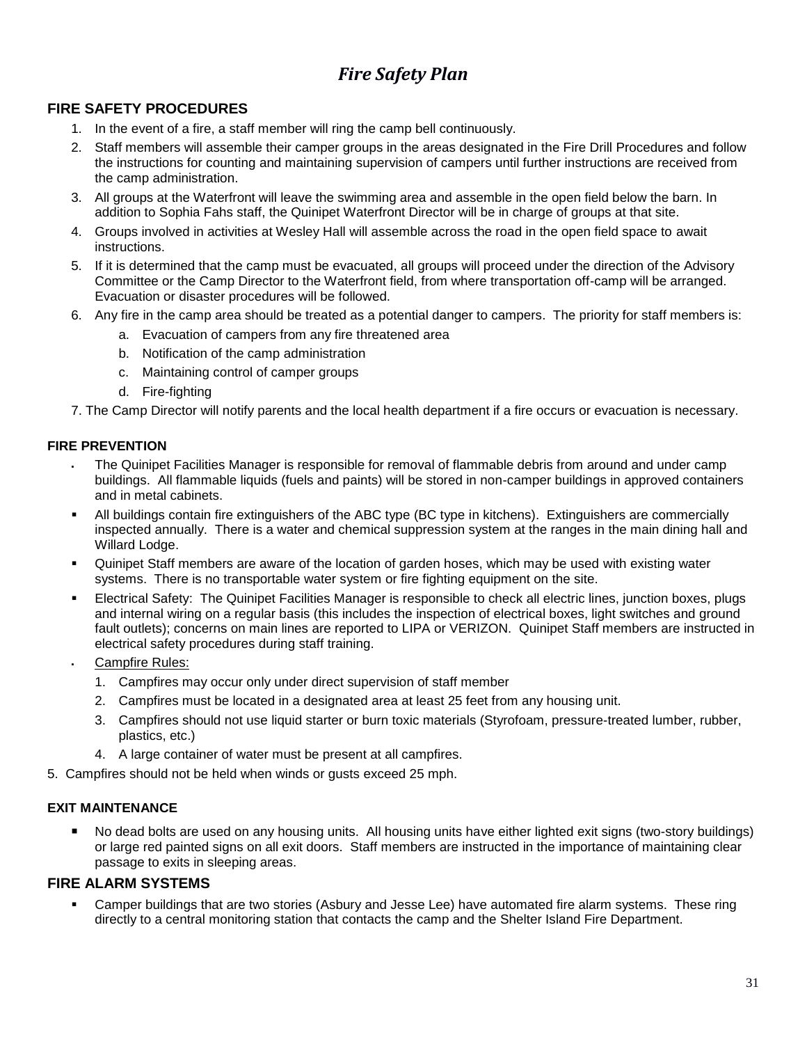# *Fire Safety Plan*

## FIRE SAFETY PROCEDURES

1. In the event of a fire, a staff member will ring the camp bell continuously.
2. Staff members will assemble their camper groups in the areas designated in the Fire Drill Procedures and follow the instructions for counting and maintaining supervision of campers until further instructions are received from the camp administration.
3. All groups at the Waterfront will leave the swimming area and assemble in the open field below the barn. In addition to Sophia Fahs staff, the Quinipet Waterfront Director will be in charge of groups at that site.
4. Groups involved in activities at Wesley Hall will assemble across the road in the open field space to await instructions.
5. If it is determined that the camp must be evacuated, all groups will proceed under the direction of the Advisory Committee or the Camp Director to the Waterfront field, from where transportation off-camp will be arranged. Evacuation or disaster procedures will be followed.
6. Any fire in the camp area should be treated as a potential danger to campers. The priority for staff members is:
   a. Evacuation of campers from any fire threatened area
   b. Notification of the camp administration
   c. Maintaining control of camper groups
   d. Fire-fighting

7. The Camp Director will notify parents and the local health department if a fire occurs or evacuation is necessary.

### FIRE PREVENTION

- The Quinipet Facilities Manager is responsible for removal of flammable debris from around and under camp buildings. All flammable liquids (fuels and paints) will be stored in non-camper buildings in approved containers and in metal cabinets.
- All buildings contain fire extinguishers of the ABC type (BC type in kitchens). Extinguishers are commercially inspected annually. There is a water and chemical suppression system at the ranges in the main dining hall and Willard Lodge.
- Quinipet Staff members are aware of the location of garden hoses, which may be used with existing water systems. There is no transportable water system or fire fighting equipment on the site.
- Electrical Safety: The Quinipet Facilities Manager is responsible to check all electric lines, junction boxes, plugs and internal wiring on a regular basis (this includes the inspection of electrical boxes, light switches and ground fault outlets); concerns on main lines are reported to LIPA or VERIZON. Quinipet Staff members are instructed in electrical safety procedures during staff training.
- Campfire Rules:
  1. Campfires may occur only under direct supervision of staff member
  2. Campfires must be located in a designated area at least 25 feet from any housing unit.
  3. Campfires should not use liquid starter or burn toxic materials (Styrofoam, pressure-treated lumber, rubber, plastics, etc.)
  4. A large container of water must be present at all campfires.

5. Campfires should not be held when winds or gusts exceed 25 mph.

### EXIT MAINTENANCE

- No dead bolts are used on any housing units. All housing units have either lighted exit signs (two-story buildings) or large red painted signs on all exit doors. Staff members are instructed in the importance of maintaining clear passage to exits in sleeping areas.

## FIRE ALARM SYSTEMS

- Camper buildings that are two stories (Asbury and Jesse Lee) have automated fire alarm systems. These ring directly to a central monitoring station that contacts the camp and the Shelter Island Fire Department.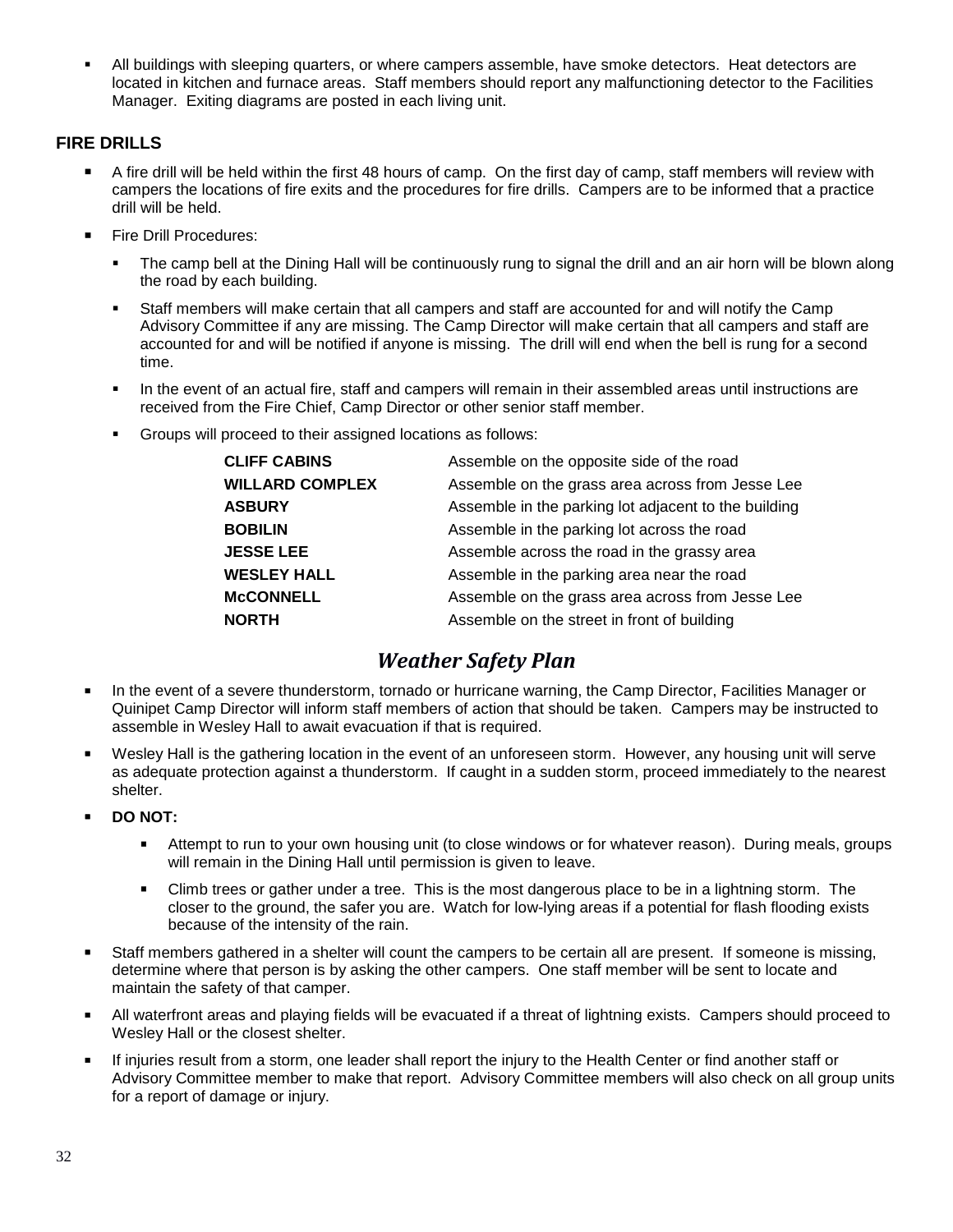- All buildings with sleeping quarters, or where campers assemble, have smoke detectors. Heat detectors are located in kitchen and furnace areas. Staff members should report any malfunctioning detector to the Facilities Manager. Exiting diagrams are posted in each living unit.

### FIRE DRILLS

- A fire drill will be held within the first 48 hours of camp. On the first day of camp, staff members will review with campers the locations of fire exits and the procedures for fire drills. Campers are to be informed that a practice drill will be held.
- Fire Drill Procedures:
  - The camp bell at the Dining Hall will be continuously rung to signal the drill and an air horn will be blown along the road by each building.
  - Staff members will make certain that all campers and staff are accounted for and will notify the Camp Advisory Committee if any are missing. The Camp Director will make certain that all campers and staff are accounted for and will be notified if anyone is missing. The drill will end when the bell is rung for a second time.
  - In the event of an actual fire, staff and campers will remain in their assembled areas until instructions are received from the Fire Chief, Camp Director or other senior staff member.
  - Groups will proceed to their assigned locations as follows:

| | |
|---|---|
| **CLIFF CABINS** | Assemble on the opposite side of the road |
| **WILLARD COMPLEX** | Assemble on the grass area across from Jesse Lee |
| **ASBURY** | Assemble in the parking lot adjacent to the building |
| **BOBILIN** | Assemble in the parking lot across the road |
| **JESSE LEE** | Assemble across the road in the grassy area |
| **WESLEY HALL** | Assemble in the parking area near the road |
| **McCONNELL** | Assemble on the grass area across from Jesse Lee |
| **NORTH** | Assemble on the street in front of building |

## *Weather Safety Plan*

- In the event of a severe thunderstorm, tornado or hurricane warning, the Camp Director, Facilities Manager or Quinipet Camp Director will inform staff members of action that should be taken. Campers may be instructed to assemble in Wesley Hall to await evacuation if that is required.
- Wesley Hall is the gathering location in the event of an unforeseen storm. However, any housing unit will serve as adequate protection against a thunderstorm. If caught in a sudden storm, proceed immediately to the nearest shelter.
- **DO NOT:**
  - Attempt to run to your own housing unit (to close windows or for whatever reason). During meals, groups will remain in the Dining Hall until permission is given to leave.
  - Climb trees or gather under a tree. This is the most dangerous place to be in a lightning storm. The closer to the ground, the safer you are. Watch for low-lying areas if a potential for flash flooding exists because of the intensity of the rain.
- Staff members gathered in a shelter will count the campers to be certain all are present. If someone is missing, determine where that person is by asking the other campers. One staff member will be sent to locate and maintain the safety of that camper.
- All waterfront areas and playing fields will be evacuated if a threat of lightning exists. Campers should proceed to Wesley Hall or the closest shelter.
- If injuries result from a storm, one leader shall report the injury to the Health Center or find another staff or Advisory Committee member to make that report. Advisory Committee members will also check on all group units for a report of damage or injury.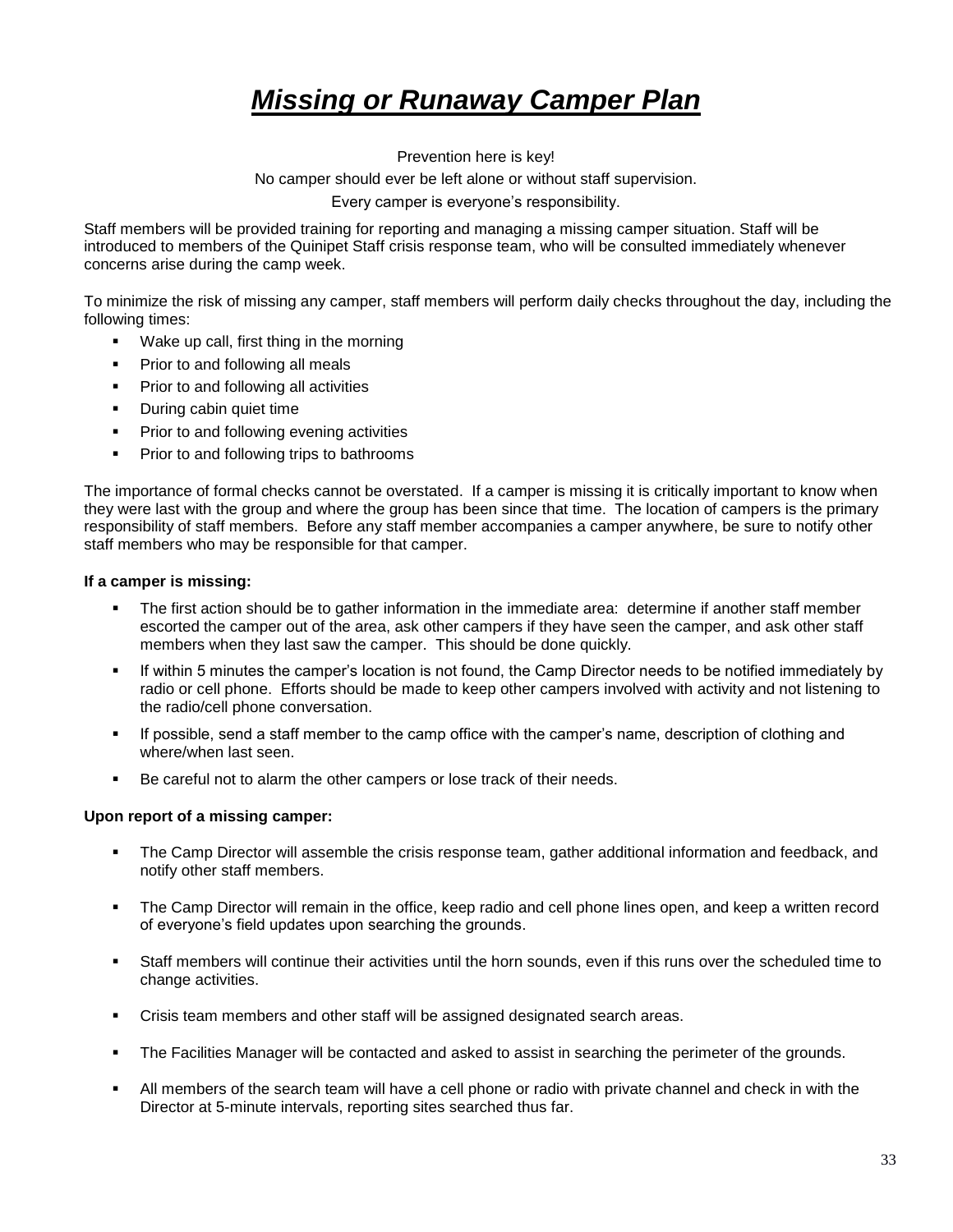# ***Missing or Runaway Camper Plan***

Prevention here is key!

No camper should ever be left alone or without staff supervision.

Every camper is everyone's responsibility.

Staff members will be provided training for reporting and managing a missing camper situation. Staff will be introduced to members of the Quinipet Staff crisis response team, who will be consulted immediately whenever concerns arise during the camp week.

To minimize the risk of missing any camper, staff members will perform daily checks throughout the day, including the following times:

- Wake up call, first thing in the morning
- Prior to and following all meals
- Prior to and following all activities
- During cabin quiet time
- Prior to and following evening activities
- Prior to and following trips to bathrooms

The importance of formal checks cannot be overstated. If a camper is missing it is critically important to know when they were last with the group and where the group has been since that time. The location of campers is the primary responsibility of staff members. Before any staff member accompanies a camper anywhere, be sure to notify other staff members who may be responsible for that camper.

**If a camper is missing:**

- The first action should be to gather information in the immediate area: determine if another staff member escorted the camper out of the area, ask other campers if they have seen the camper, and ask other staff members when they last saw the camper. This should be done quickly.
- If within 5 minutes the camper's location is not found, the Camp Director needs to be notified immediately by radio or cell phone. Efforts should be made to keep other campers involved with activity and not listening to the radio/cell phone conversation.
- If possible, send a staff member to the camp office with the camper's name, description of clothing and where/when last seen.
- Be careful not to alarm the other campers or lose track of their needs.

**Upon report of a missing camper:**

- The Camp Director will assemble the crisis response team, gather additional information and feedback, and notify other staff members.
- The Camp Director will remain in the office, keep radio and cell phone lines open, and keep a written record of everyone's field updates upon searching the grounds.
- Staff members will continue their activities until the horn sounds, even if this runs over the scheduled time to change activities.
- Crisis team members and other staff will be assigned designated search areas.
- The Facilities Manager will be contacted and asked to assist in searching the perimeter of the grounds.
- All members of the search team will have a cell phone or radio with private channel and check in with the Director at 5-minute intervals, reporting sites searched thus far.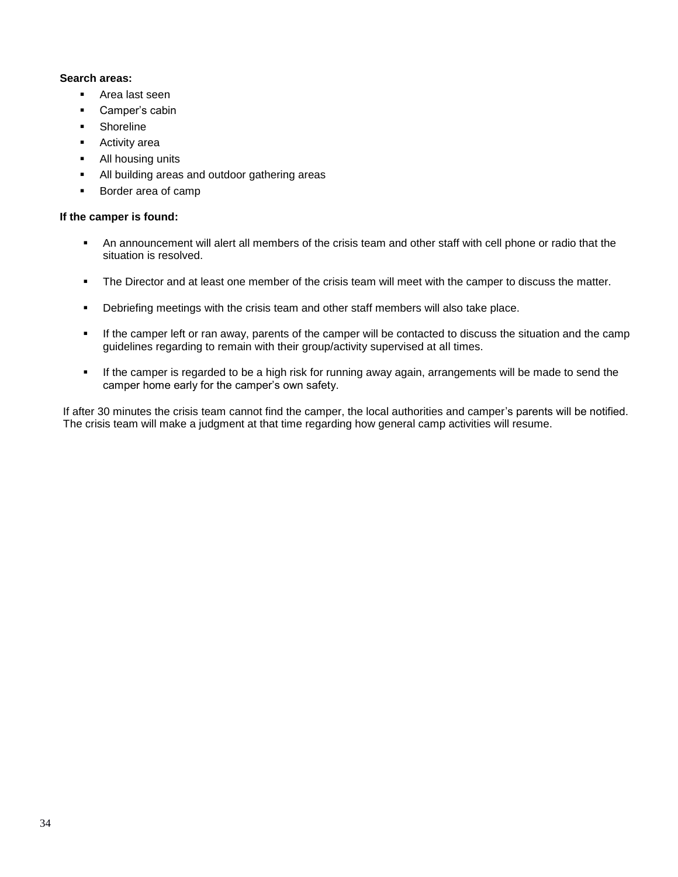**Search areas:**

- Area last seen
- Camper’s cabin
- Shoreline
- Activity area
- All housing units
- All building areas and outdoor gathering areas
- Border area of camp

**If the camper is found:**

- An announcement will alert all members of the crisis team and other staff with cell phone or radio that the situation is resolved.
- The Director and at least one member of the crisis team will meet with the camper to discuss the matter.
- Debriefing meetings with the crisis team and other staff members will also take place.
- If the camper left or ran away, parents of the camper will be contacted to discuss the situation and the camp guidelines regarding to remain with their group/activity supervised at all times.
- If the camper is regarded to be a high risk for running away again, arrangements will be made to send the camper home early for the camper’s own safety.

If after 30 minutes the crisis team cannot find the camper, the local authorities and camper’s parents will be notified. The crisis team will make a judgment at that time regarding how general camp activities will resume.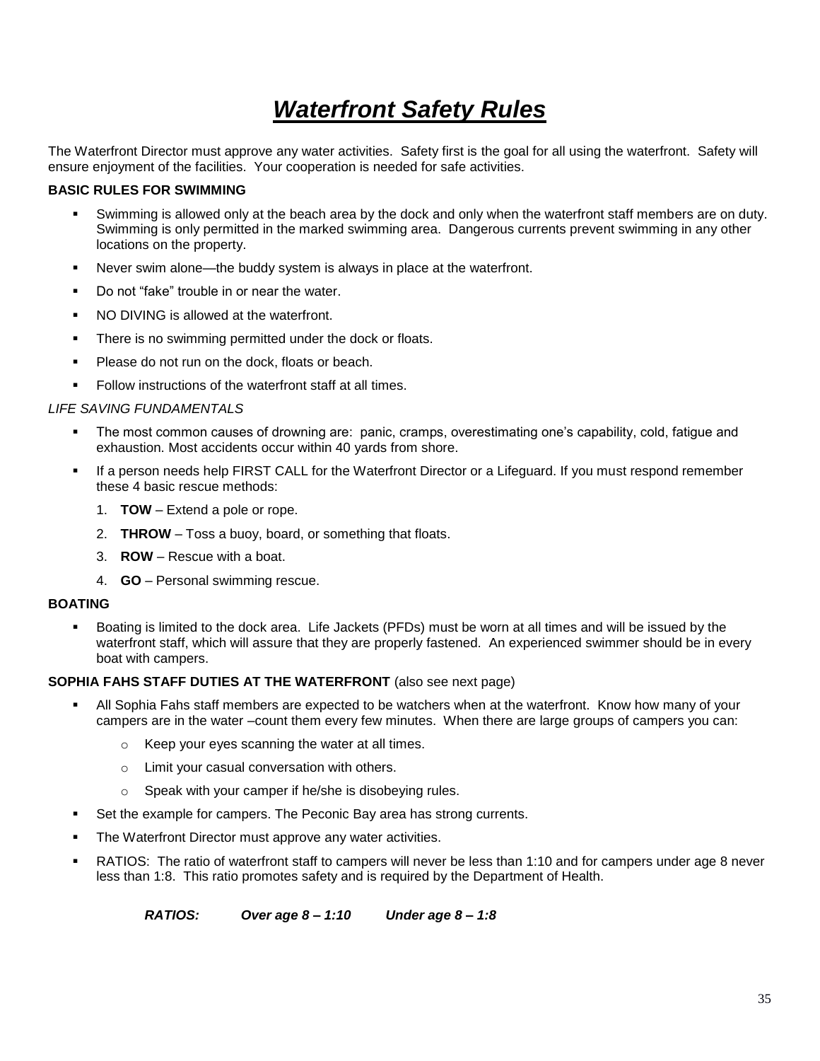# ***Waterfront Safety Rules***

The Waterfront Director must approve any water activities. Safety first is the goal for all using the waterfront. Safety will ensure enjoyment of the facilities. Your cooperation is needed for safe activities.

**BASIC RULES FOR SWIMMING**

- Swimming is allowed only at the beach area by the dock and only when the waterfront staff members are on duty. Swimming is only permitted in the marked swimming area. Dangerous currents prevent swimming in any other locations on the property.
- Never swim alone—the buddy system is always in place at the waterfront.
- Do not "fake" trouble in or near the water.
- NO DIVING is allowed at the waterfront.
- There is no swimming permitted under the dock or floats.
- Please do not run on the dock, floats or beach.
- Follow instructions of the waterfront staff at all times.

*LIFE SAVING FUNDAMENTALS*

- The most common causes of drowning are: panic, cramps, overestimating one's capability, cold, fatigue and exhaustion. Most accidents occur within 40 yards from shore.
- If a person needs help FIRST CALL for the Waterfront Director or a Lifeguard. If you must respond remember these 4 basic rescue methods:
  1. **TOW** – Extend a pole or rope.
  2. **THROW** – Toss a buoy, board, or something that floats.
  3. **ROW** – Rescue with a boat.
  4. **GO** – Personal swimming rescue.

**BOATING**

- Boating is limited to the dock area. Life Jackets (PFDs) must be worn at all times and will be issued by the waterfront staff, which will assure that they are properly fastened. An experienced swimmer should be in every boat with campers.

**SOPHIA FAHS STAFF DUTIES AT THE WATERFRONT** (also see next page)

- All Sophia Fahs staff members are expected to be watchers when at the waterfront. Know how many of your campers are in the water –count them every few minutes. When there are large groups of campers you can:
  - Keep your eyes scanning the water at all times.
  - Limit your casual conversation with others.
  - Speak with your camper if he/she is disobeying rules.
- Set the example for campers. The Peconic Bay area has strong currents.
- The Waterfront Director must approve any water activities.
- RATIOS: The ratio of waterfront staff to campers will never be less than 1:10 and for campers under age 8 never less than 1:8. This ratio promotes safety and is required by the Department of Health.

***RATIOS: Over age 8 – 1:10 Under age 8 – 1:8***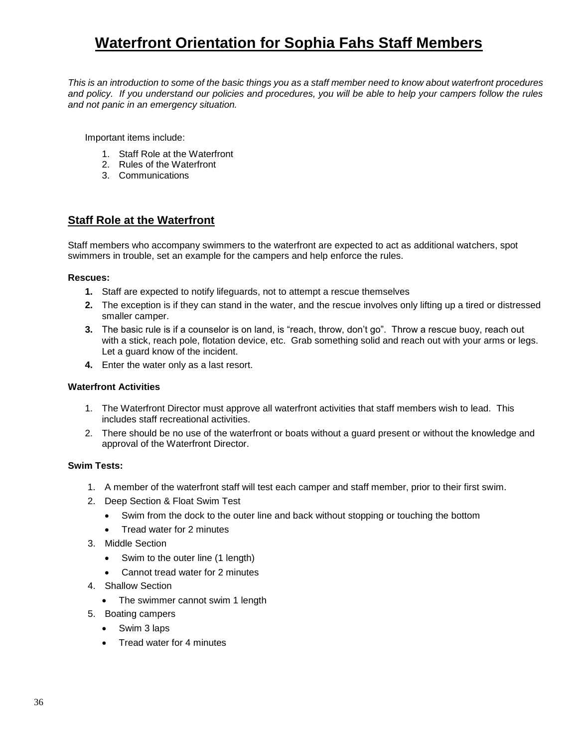# Waterfront Orientation for Sophia Fahs Staff Members

*This is an introduction to some of the basic things you as a staff member need to know about waterfront procedures and policy. If you understand our policies and procedures, you will be able to help your campers follow the rules and not panic in an emergency situation.*

Important items include:

1. Staff Role at the Waterfront
2. Rules of the Waterfront
3. Communications

## Staff Role at the Waterfront

Staff members who accompany swimmers to the waterfront are expected to act as additional watchers, spot swimmers in trouble, set an example for the campers and help enforce the rules.

### Rescues:

1. Staff are expected to notify lifeguards, not to attempt a rescue themselves
2. The exception is if they can stand in the water, and the rescue involves only lifting up a tired or distressed smaller camper.
3. The basic rule is if a counselor is on land, is "reach, throw, don't go". Throw a rescue buoy, reach out with a stick, reach pole, flotation device, etc. Grab something solid and reach out with your arms or legs. Let a guard know of the incident.
4. Enter the water only as a last resort.

### Waterfront Activities

1. The Waterfront Director must approve all waterfront activities that staff members wish to lead. This includes staff recreational activities.
2. There should be no use of the waterfront or boats without a guard present or without the knowledge and approval of the Waterfront Director.

### Swim Tests:

1. A member of the waterfront staff will test each camper and staff member, prior to their first swim.
2. Deep Section & Float Swim Test
   - Swim from the dock to the outer line and back without stopping or touching the bottom
   - Tread water for 2 minutes
3. Middle Section
   - Swim to the outer line (1 length)
   - Cannot tread water for 2 minutes
4. Shallow Section
   - The swimmer cannot swim 1 length
5. Boating campers
   - Swim 3 laps
   - Tread water for 4 minutes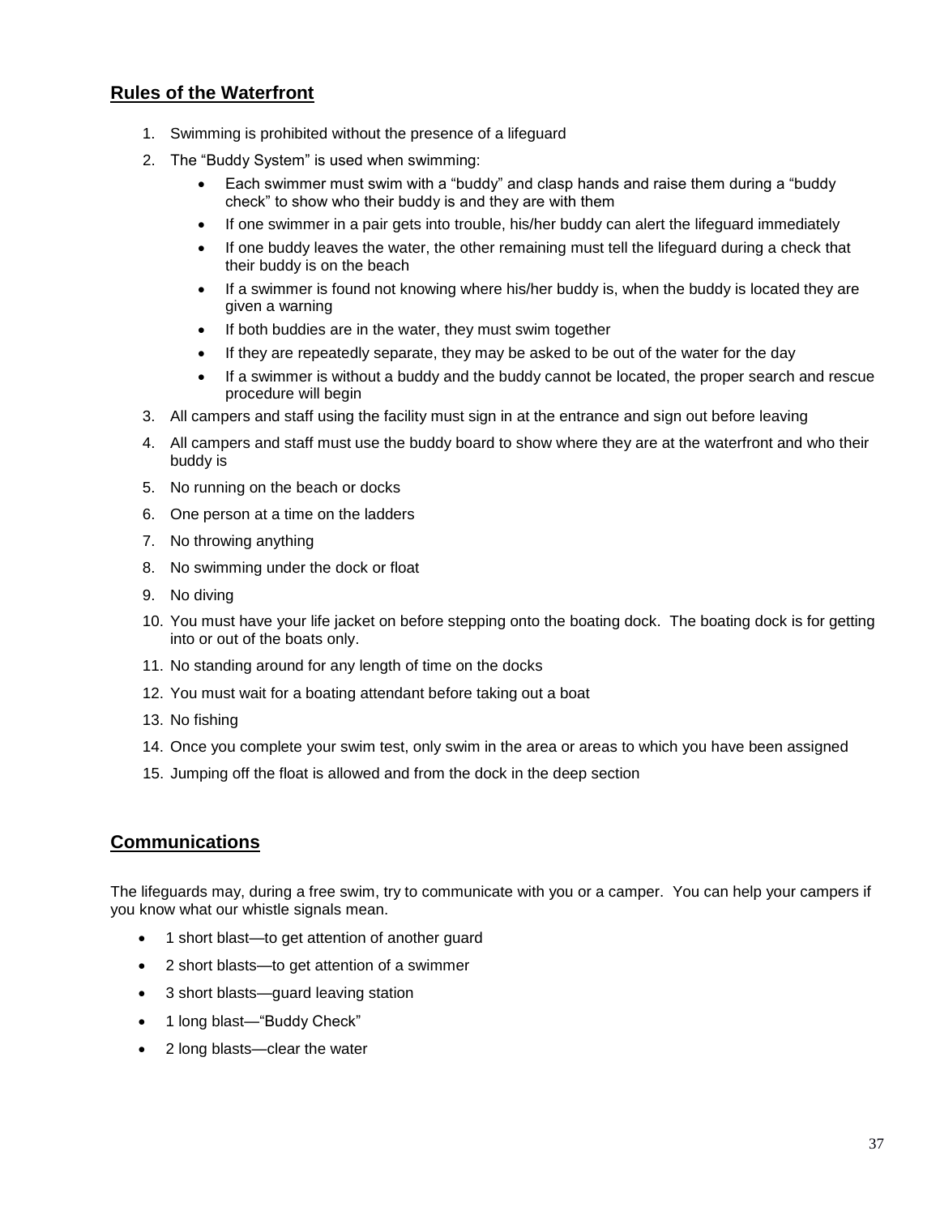## Rules of the Waterfront

1. Swimming is prohibited without the presence of a lifeguard
2. The "Buddy System" is used when swimming:
   - Each swimmer must swim with a "buddy" and clasp hands and raise them during a "buddy check" to show who their buddy is and they are with them
   - If one swimmer in a pair gets into trouble, his/her buddy can alert the lifeguard immediately
   - If one buddy leaves the water, the other remaining must tell the lifeguard during a check that their buddy is on the beach
   - If a swimmer is found not knowing where his/her buddy is, when the buddy is located they are given a warning
   - If both buddies are in the water, they must swim together
   - If they are repeatedly separate, they may be asked to be out of the water for the day
   - If a swimmer is without a buddy and the buddy cannot be located, the proper search and rescue procedure will begin
3. All campers and staff using the facility must sign in at the entrance and sign out before leaving
4. All campers and staff must use the buddy board to show where they are at the waterfront and who their buddy is
5. No running on the beach or docks
6. One person at a time on the ladders
7. No throwing anything
8. No swimming under the dock or float
9. No diving
10. You must have your life jacket on before stepping onto the boating dock. The boating dock is for getting into or out of the boats only.
11. No standing around for any length of time on the docks
12. You must wait for a boating attendant before taking out a boat
13. No fishing
14. Once you complete your swim test, only swim in the area or areas to which you have been assigned
15. Jumping off the float is allowed and from the dock in the deep section

## Communications

The lifeguards may, during a free swim, try to communicate with you or a camper. You can help your campers if you know what our whistle signals mean.

- 1 short blast—to get attention of another guard
- 2 short blasts—to get attention of a swimmer
- 3 short blasts—guard leaving station
- 1 long blast—"Buddy Check"
- 2 long blasts—clear the water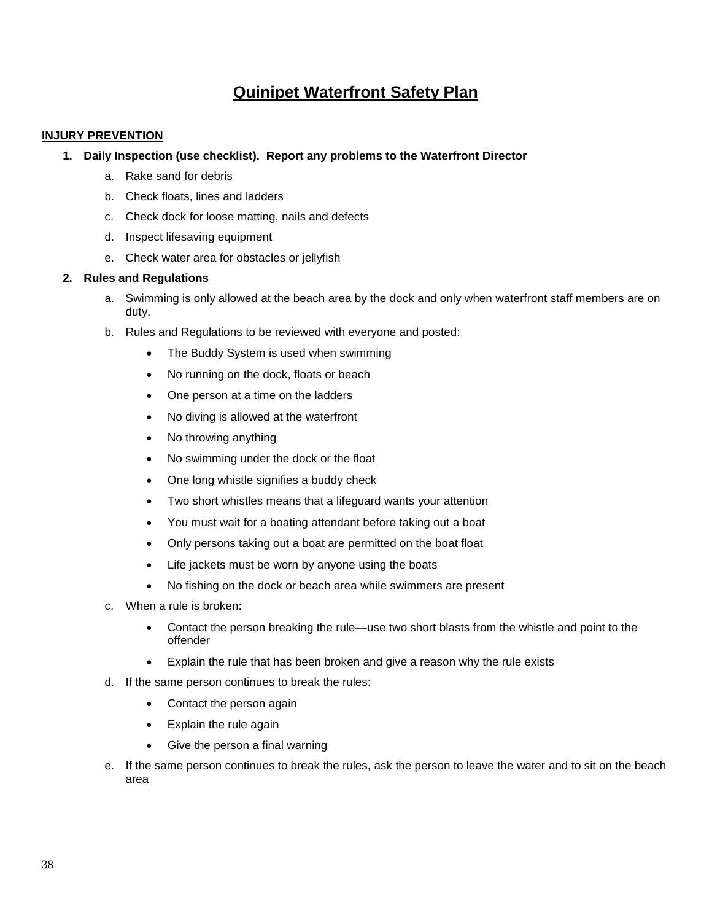# Quinipet Waterfront Safety Plan

**INJURY PREVENTION**

1. **Daily Inspection (use checklist). Report any problems to the Waterfront Director**
   a. Rake sand for debris
   b. Check floats, lines and ladders
   c. Check dock for loose matting, nails and defects
   d. Inspect lifesaving equipment
   e. Check water area for obstacles or jellyfish

2. **Rules and Regulations**
   a. Swimming is only allowed at the beach area by the dock and only when waterfront staff members are on duty.
   b. Rules and Regulations to be reviewed with everyone and posted:
      - The Buddy System is used when swimming
      - No running on the dock, floats or beach
      - One person at a time on the ladders
      - No diving is allowed at the waterfront
      - No throwing anything
      - No swimming under the dock or the float
      - One long whistle signifies a buddy check
      - Two short whistles means that a lifeguard wants your attention
      - You must wait for a boating attendant before taking out a boat
      - Only persons taking out a boat are permitted on the boat float
      - Life jackets must be worn by anyone using the boats
      - No fishing on the dock or beach area while swimmers are present
   c. When a rule is broken:
      - Contact the person breaking the rule—use two short blasts from the whistle and point to the offender
      - Explain the rule that has been broken and give a reason why the rule exists
   d. If the same person continues to break the rules:
      - Contact the person again
      - Explain the rule again
      - Give the person a final warning
   e. If the same person continues to break the rules, ask the person to leave the water and to sit on the beach area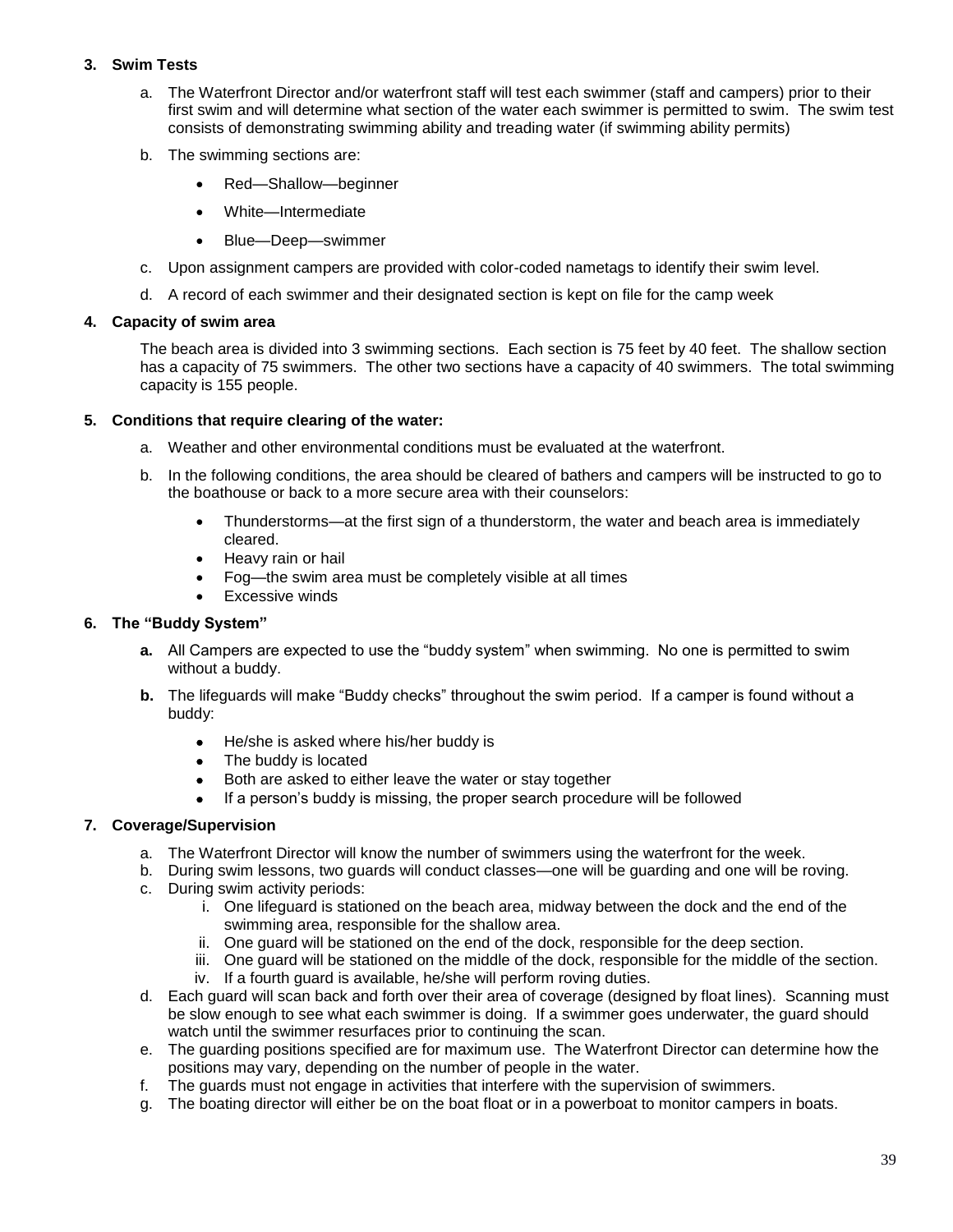**3. Swim Tests**

a. The Waterfront Director and/or waterfront staff will test each swimmer (staff and campers) prior to their first swim and will determine what section of the water each swimmer is permitted to swim. The swim test consists of demonstrating swimming ability and treading water (if swimming ability permits)

b. The swimming sections are:

- Red—Shallow—beginner
- White—Intermediate
- Blue—Deep—swimmer

c. Upon assignment campers are provided with color-coded nametags to identify their swim level.

d. A record of each swimmer and their designated section is kept on file for the camp week

**4. Capacity of swim area**

The beach area is divided into 3 swimming sections. Each section is 75 feet by 40 feet. The shallow section has a capacity of 75 swimmers. The other two sections have a capacity of 40 swimmers. The total swimming capacity is 155 people.

**5. Conditions that require clearing of the water:**

a. Weather and other environmental conditions must be evaluated at the waterfront.

b. In the following conditions, the area should be cleared of bathers and campers will be instructed to go to the boathouse or back to a more secure area with their counselors:

- Thunderstorms—at the first sign of a thunderstorm, the water and beach area is immediately cleared.
- Heavy rain or hail
- Fog—the swim area must be completely visible at all times
- Excessive winds

**6. The "Buddy System"**

**a.** All Campers are expected to use the "buddy system" when swimming. No one is permitted to swim without a buddy.

**b.** The lifeguards will make "Buddy checks" throughout the swim period. If a camper is found without a buddy:

- He/she is asked where his/her buddy is
- The buddy is located
- Both are asked to either leave the water or stay together
- If a person's buddy is missing, the proper search procedure will be followed

**7. Coverage/Supervision**

a. The Waterfront Director will know the number of swimmers using the waterfront for the week.

b. During swim lessons, two guards will conduct classes—one will be guarding and one will be roving.

c. During swim activity periods:

   i. One lifeguard is stationed on the beach area, midway between the dock and the end of the swimming area, responsible for the shallow area.

   ii. One guard will be stationed on the end of the dock, responsible for the deep section.

   iii. One guard will be stationed on the middle of the dock, responsible for the middle of the section.

   iv. If a fourth guard is available, he/she will perform roving duties.

d. Each guard will scan back and forth over their area of coverage (designed by float lines). Scanning must be slow enough to see what each swimmer is doing. If a swimmer goes underwater, the guard should watch until the swimmer resurfaces prior to continuing the scan.

e. The guarding positions specified are for maximum use. The Waterfront Director can determine how the positions may vary, depending on the number of people in the water.

f. The guards must not engage in activities that interfere with the supervision of swimmers.

g. The boating director will either be on the boat float or in a powerboat to monitor campers in boats.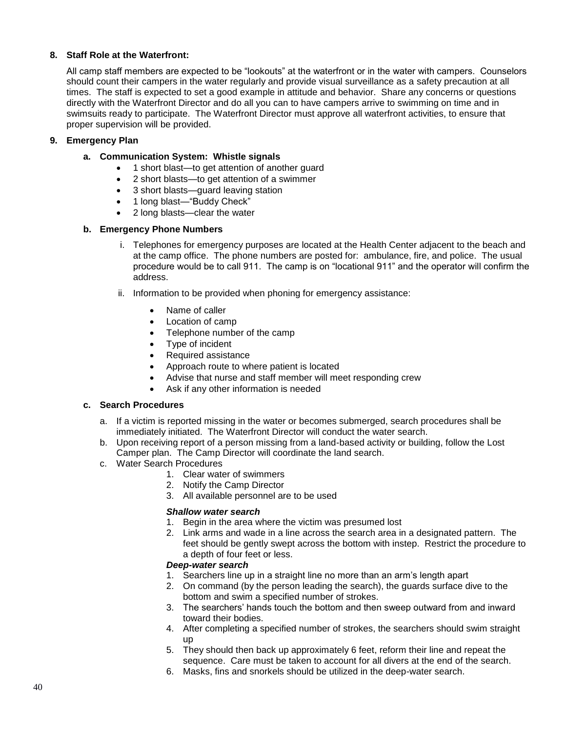**8. Staff Role at the Waterfront:**

All camp staff members are expected to be "lookouts" at the waterfront or in the water with campers. Counselors should count their campers in the water regularly and provide visual surveillance as a safety precaution at all times. The staff is expected to set a good example in attitude and behavior. Share any concerns or questions directly with the Waterfront Director and do all you can to have campers arrive to swimming on time and in swimsuits ready to participate. The Waterfront Director must approve all waterfront activities, to ensure that proper supervision will be provided.

**9. Emergency Plan**

**a. Communication System: Whistle signals**

- 1 short blast—to get attention of another guard
- 2 short blasts—to get attention of a swimmer
- 3 short blasts—guard leaving station
- 1 long blast—"Buddy Check"
- 2 long blasts—clear the water

**b. Emergency Phone Numbers**

i. Telephones for emergency purposes are located at the Health Center adjacent to the beach and at the camp office. The phone numbers are posted for: ambulance, fire, and police. The usual procedure would be to call 911. The camp is on "locational 911" and the operator will confirm the address.

ii. Information to be provided when phoning for emergency assistance:

- Name of caller
- Location of camp
- Telephone number of the camp
- Type of incident
- Required assistance
- Approach route to where patient is located
- Advise that nurse and staff member will meet responding crew
- Ask if any other information is needed

**c. Search Procedures**

a. If a victim is reported missing in the water or becomes submerged, search procedures shall be immediately initiated. The Waterfront Director will conduct the water search.

b. Upon receiving report of a person missing from a land-based activity or building, follow the Lost Camper plan. The Camp Director will coordinate the land search.

c. Water Search Procedures

1. Clear water of swimmers
2. Notify the Camp Director
3. All available personnel are to be used

***Shallow water search***

1. Begin in the area where the victim was presumed lost
2. Link arms and wade in a line across the search area in a designated pattern. The feet should be gently swept across the bottom with instep. Restrict the procedure to a depth of four feet or less.

***Deep-water search***

1. Searchers line up in a straight line no more than an arm's length apart
2. On command (by the person leading the search), the guards surface dive to the bottom and swim a specified number of strokes.
3. The searchers' hands touch the bottom and then sweep outward from and inward toward their bodies.
4. After completing a specified number of strokes, the searchers should swim straight up
5. They should then back up approximately 6 feet, reform their line and repeat the sequence. Care must be taken to account for all divers at the end of the search.
6. Masks, fins and snorkels should be utilized in the deep-water search.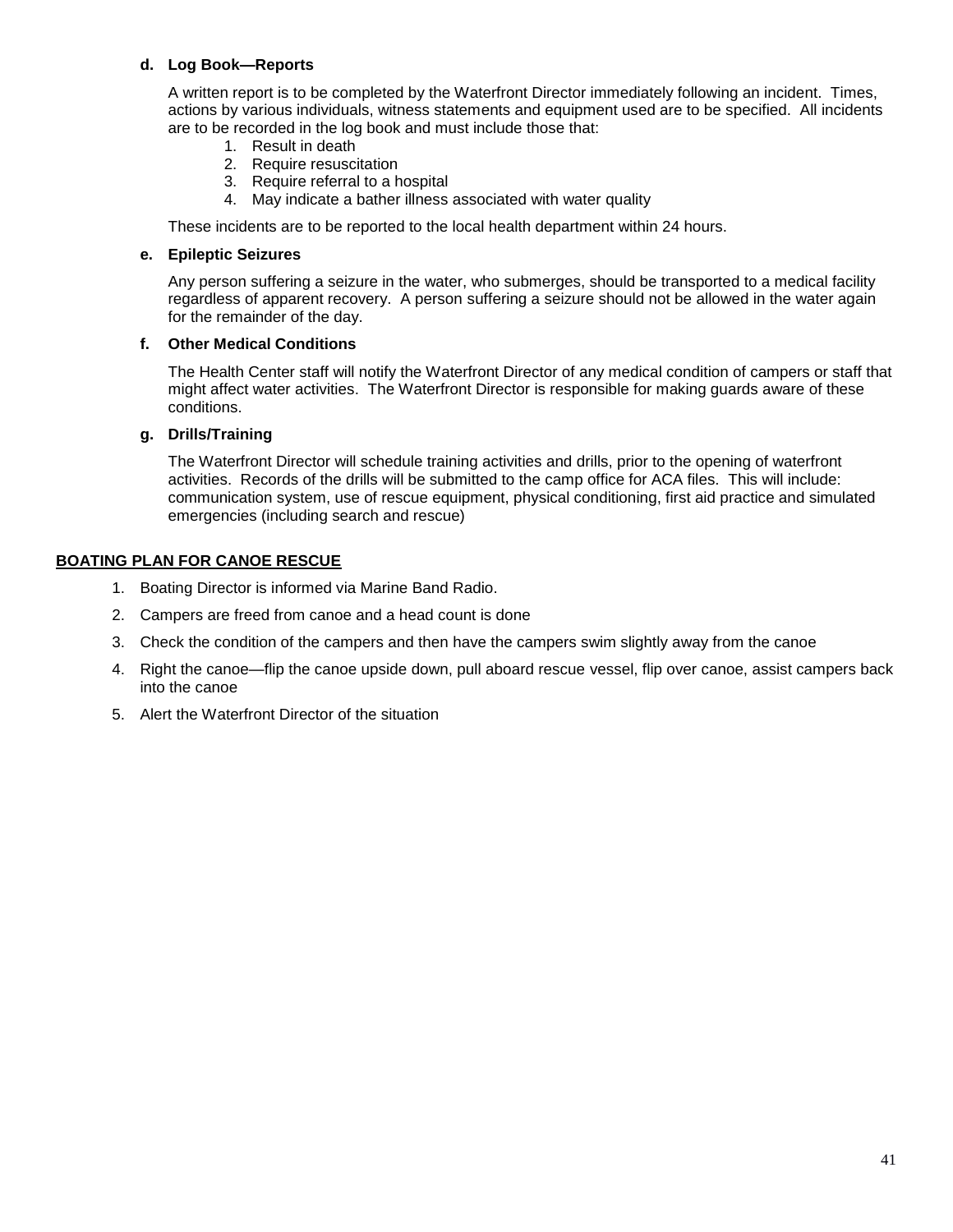**d. Log Book—Reports**

A written report is to be completed by the Waterfront Director immediately following an incident. Times, actions by various individuals, witness statements and equipment used are to be specified. All incidents are to be recorded in the log book and must include those that:

1. Result in death
2. Require resuscitation
3. Require referral to a hospital
4. May indicate a bather illness associated with water quality

These incidents are to be reported to the local health department within 24 hours.

**e. Epileptic Seizures**

Any person suffering a seizure in the water, who submerges, should be transported to a medical facility regardless of apparent recovery. A person suffering a seizure should not be allowed in the water again for the remainder of the day.

**f. Other Medical Conditions**

The Health Center staff will notify the Waterfront Director of any medical condition of campers or staff that might affect water activities. The Waterfront Director is responsible for making guards aware of these conditions.

**g. Drills/Training**

The Waterfront Director will schedule training activities and drills, prior to the opening of waterfront activities. Records of the drills will be submitted to the camp office for ACA files. This will include: communication system, use of rescue equipment, physical conditioning, first aid practice and simulated emergencies (including search and rescue)

## BOATING PLAN FOR CANOE RESCUE

1. Boating Director is informed via Marine Band Radio.
2. Campers are freed from canoe and a head count is done
3. Check the condition of the campers and then have the campers swim slightly away from the canoe
4. Right the canoe—flip the canoe upside down, pull aboard rescue vessel, flip over canoe, assist campers back into the canoe
5. Alert the Waterfront Director of the situation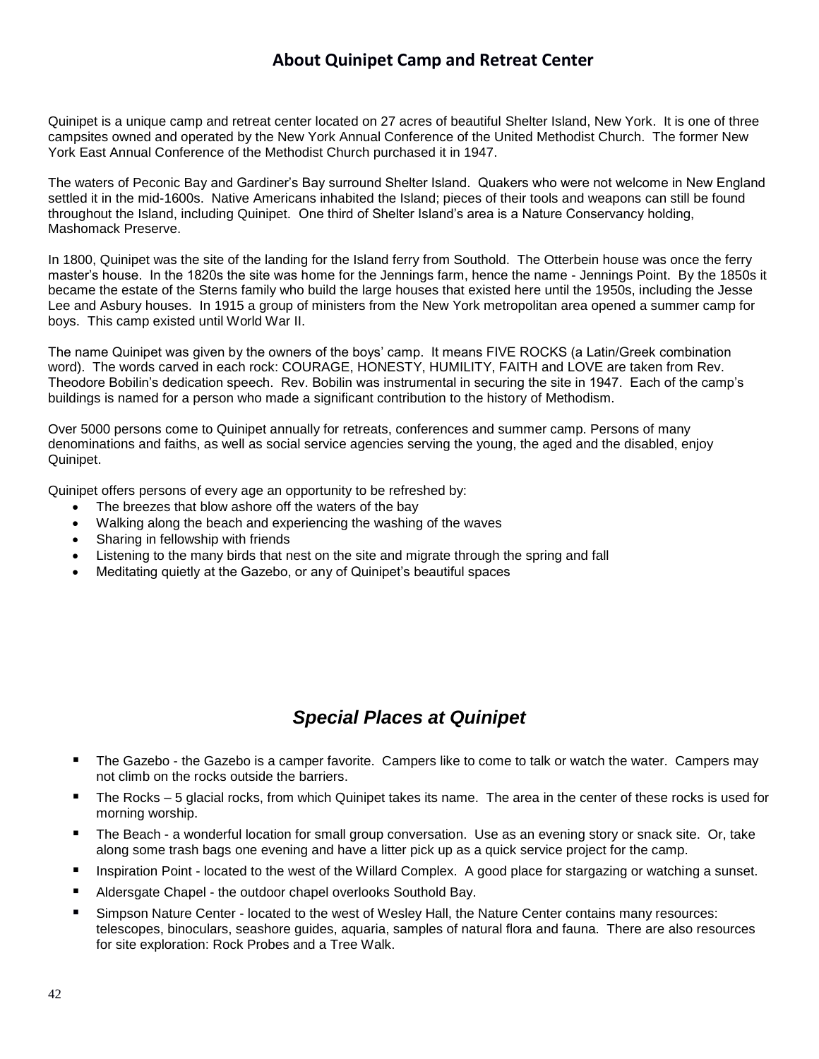## About Quinipet Camp and Retreat Center

Quinipet is a unique camp and retreat center located on 27 acres of beautiful Shelter Island, New York. It is one of three campsites owned and operated by the New York Annual Conference of the United Methodist Church. The former New York East Annual Conference of the Methodist Church purchased it in 1947.

The waters of Peconic Bay and Gardiner's Bay surround Shelter Island. Quakers who were not welcome in New England settled it in the mid-1600s. Native Americans inhabited the Island; pieces of their tools and weapons can still be found throughout the Island, including Quinipet. One third of Shelter Island's area is a Nature Conservancy holding, Mashomack Preserve.

In 1800, Quinipet was the site of the landing for the Island ferry from Southold. The Otterbein house was once the ferry master's house. In the 1820s the site was home for the Jennings farm, hence the name - Jennings Point. By the 1850s it became the estate of the Sterns family who build the large houses that existed here until the 1950s, including the Jesse Lee and Asbury houses. In 1915 a group of ministers from the New York metropolitan area opened a summer camp for boys. This camp existed until World War II.

The name Quinipet was given by the owners of the boys' camp. It means FIVE ROCKS (a Latin/Greek combination word). The words carved in each rock: COURAGE, HONESTY, HUMILITY, FAITH and LOVE are taken from Rev. Theodore Bobilin's dedication speech. Rev. Bobilin was instrumental in securing the site in 1947. Each of the camp's buildings is named for a person who made a significant contribution to the history of Methodism.

Over 5000 persons come to Quinipet annually for retreats, conferences and summer camp. Persons of many denominations and faiths, as well as social service agencies serving the young, the aged and the disabled, enjoy Quinipet.

Quinipet offers persons of every age an opportunity to be refreshed by:

- The breezes that blow ashore off the waters of the bay
- Walking along the beach and experiencing the washing of the waves
- Sharing in fellowship with friends
- Listening to the many birds that nest on the site and migrate through the spring and fall
- Meditating quietly at the Gazebo, or any of Quinipet's beautiful spaces

## *Special Places at Quinipet*

- The Gazebo - the Gazebo is a camper favorite. Campers like to come to talk or watch the water. Campers may not climb on the rocks outside the barriers.
- The Rocks – 5 glacial rocks, from which Quinipet takes its name. The area in the center of these rocks is used for morning worship.
- The Beach - a wonderful location for small group conversation. Use as an evening story or snack site. Or, take along some trash bags one evening and have a litter pick up as a quick service project for the camp.
- Inspiration Point - located to the west of the Willard Complex. A good place for stargazing or watching a sunset.
- Aldersgate Chapel - the outdoor chapel overlooks Southold Bay.
- Simpson Nature Center - located to the west of Wesley Hall, the Nature Center contains many resources: telescopes, binoculars, seashore guides, aquaria, samples of natural flora and fauna. There are also resources for site exploration: Rock Probes and a Tree Walk.